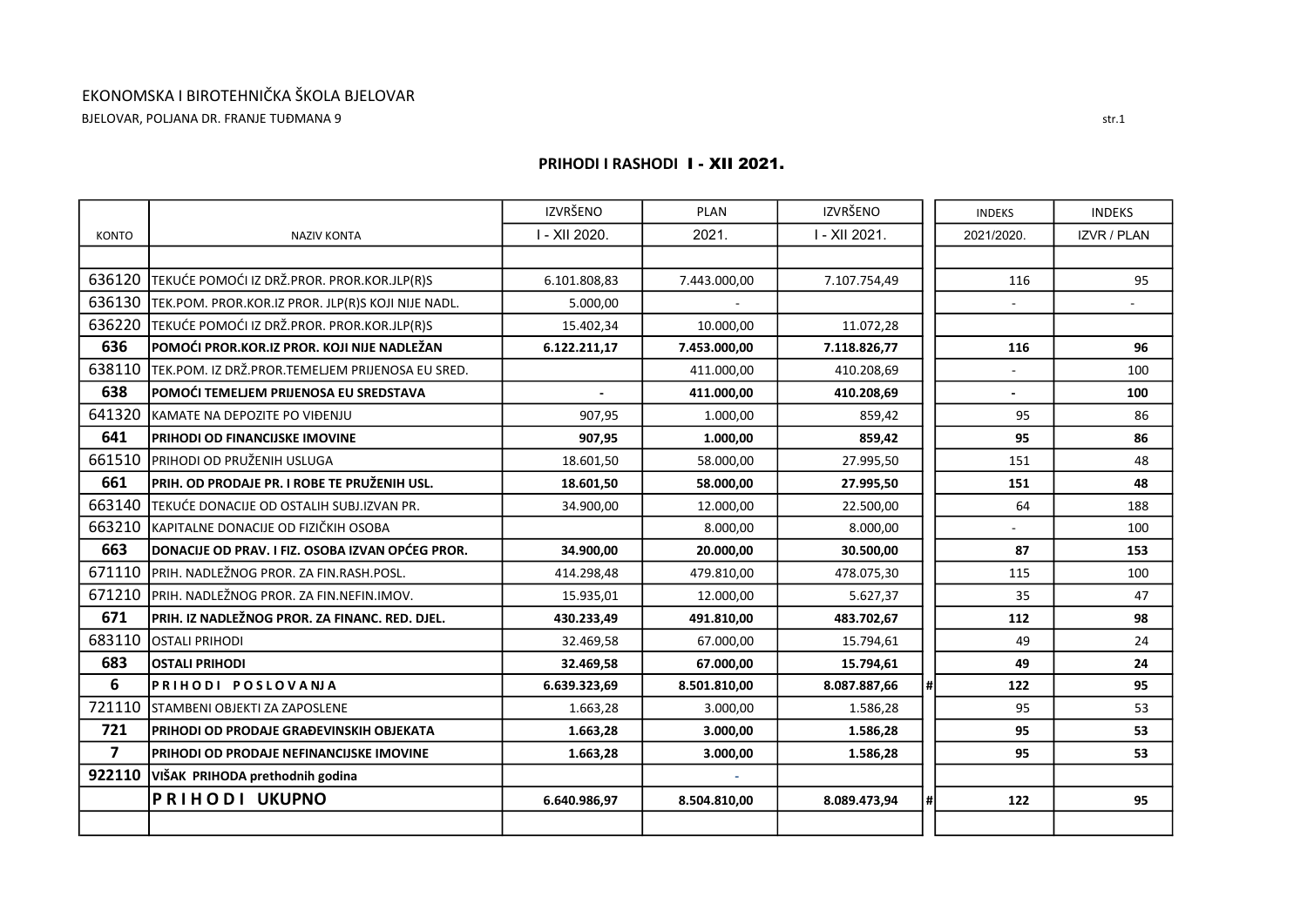EKONOMSKA I BIROTEHNIČKA ŠKOLA BJELOVAR

BJELOVAR, POLJANA DR. FRANJE TUĐMANA 9

## PRIHODI I RASHODI I - XII 2021.

| KONTO | NAZIV KONTA | IZVRŠENO I - XII 2020. | PLAN 2021. | IZVRŠENO I - XII 2021. | | INDEKS 2021/2020. | INDEKS IZVR / PLAN |
|---|---|---|---|---|---|---|---|
| | | | | | | | |
| 636120 | TEKUĆE POMOĆI IZ DRŽ.PROR. PROR.KOR.JLP(R)S | 6.101.808,83 | 7.443.000,00 | 7.107.754,49 | | 116 | 95 |
| 636130 | TEK.POM. PROR.KOR.IZ PROR. JLP(R)S KOJI NIJE NADL. | 5.000,00 | - | | | - | - |
| 636220 | TEKUĆE POMOĆI IZ DRŽ.PROR. PROR.KOR.JLP(R)S | 15.402,34 | 10.000,00 | 11.072,28 | | | |
| **636** | **POMOĆI PROR.KOR.IZ PROR. KOJI NIJE NADLEŽAN** | **6.122.211,17** | **7.453.000,00** | **7.118.826,77** | | **116** | **96** |
| 638110 | TEK.POM. IZ DRŽ.PROR.TEMELJEM PRIJENOSA EU SRED. | | 411.000,00 | 410.208,69 | | - | 100 |
| **638** | **POMOĆI TEMELJEM PRIJENOSA EU SREDSTAVA** | **-** | **411.000,00** | **410.208,69** | | **-** | **100** |
| 641320 | KAMATE NA DEPOZITE PO VIĐENJU | 907,95 | 1.000,00 | 859,42 | | 95 | 86 |
| **641** | **PRIHODI OD FINANCIJSKE IMOVINE** | **907,95** | **1.000,00** | **859,42** | | **95** | **86** |
| 661510 | PRIHODI OD PRUŽENIH USLUGA | 18.601,50 | 58.000,00 | 27.995,50 | | 151 | 48 |
| **661** | **PRIH. OD PRODAJE PR. I ROBE TE PRUŽENIH USL.** | **18.601,50** | **58.000,00** | **27.995,50** | | **151** | **48** |
| 663140 | TEKUĆE DONACIJE OD OSTALIH SUBJ.IZVAN PR. | 34.900,00 | 12.000,00 | 22.500,00 | | 64 | 188 |
| 663210 | KAPITALNE DONACIJE OD FIZIČKIH OSOBA | | 8.000,00 | 8.000,00 | | - | 100 |
| **663** | **DONACIJE OD PRAV. I FIZ. OSOBA IZVAN OPĆEG PROR.** | **34.900,00** | **20.000,00** | **30.500,00** | | **87** | **153** |
| 671110 | PRIH. NADLEŽNOG PROR. ZA FIN.RASH.POSL. | 414.298,48 | 479.810,00 | 478.075,30 | | 115 | 100 |
| 671210 | PRIH. NADLEŽNOG PROR. ZA FIN.NEFIN.IMOV. | 15.935,01 | 12.000,00 | 5.627,37 | | 35 | 47 |
| **671** | **PRIH. IZ NADLEŽNOG PROR. ZA FINANC. RED. DJEL.** | **430.233,49** | **491.810,00** | **483.702,67** | | **112** | **98** |
| 683110 | OSTALI PRIHODI | 32.469,58 | 67.000,00 | 15.794,61 | | 49 | 24 |
| **683** | **OSTALI PRIHODI** | **32.469,58** | **67.000,00** | **15.794,61** | | **49** | **24** |
| **6** | **P R I H O D I   P O S L O V A N J A** | **6.639.323,69** | **8.501.810,00** | **8.087.887,66** | # | **122** | **95** |
| 721110 | STAMBENI OBJEKTI ZA ZAPOSLENE | 1.663,28 | 3.000,00 | 1.586,28 | | 95 | 53 |
| **721** | **PRIHODI OD PRODAJE GRAĐEVINSKIH OBJEKATA** | **1.663,28** | **3.000,00** | **1.586,28** | | **95** | **53** |
| **7** | **PRIHODI OD PRODAJE NEFINANCIJSKE IMOVINE** | **1.663,28** | **3.000,00** | **1.586,28** | | **95** | **53** |
| **922110** | **VIŠAK PRIHODA prethodnih godina** | | - | | | | |
| | **P R I H O D I   UKUPNO** | **6.640.986,97** | **8.504.810,00** | **8.089.473,94** | # | **122** | **95** |
| | | | | | | | |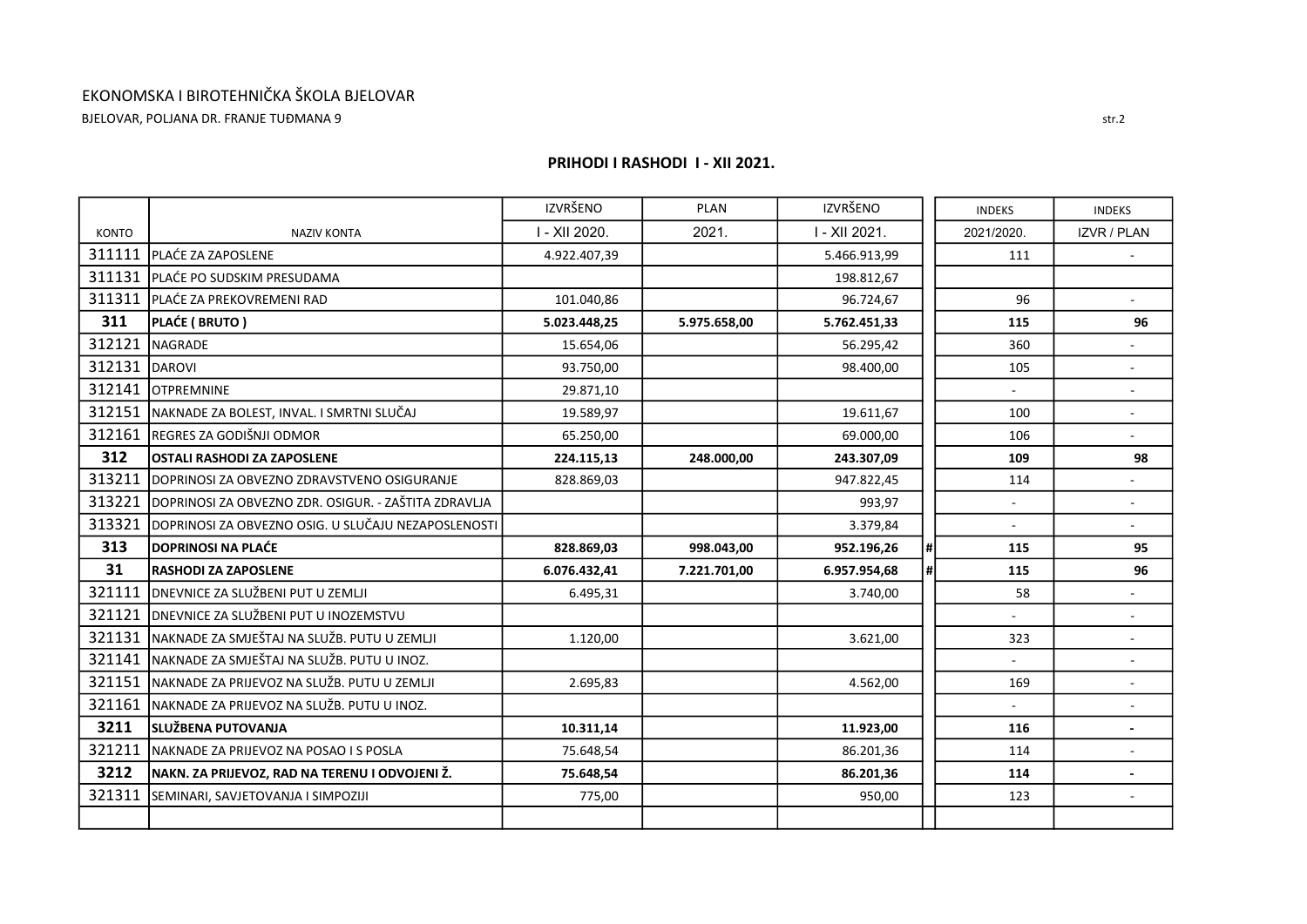EKONOMSKA I BIROTEHNIČKA ŠKOLA BJELOVAR

BJELOVAR, POLJANA DR. FRANJE TUĐMANA 9

## PRIHODI I RASHODI I - XII 2021.

| KONTO | NAZIV KONTA | IZVRŠENO I - XII 2020. | PLAN 2021. | IZVRŠENO I - XII 2021. | | INDEKS 2021/2020. | INDEKS IZVR / PLAN |
|---|---|---|---|---|---|---|---|
| 311111 | PLAĆE ZA ZAPOSLENE | 4.922.407,39 | | 5.466.913,99 | | 111 | - |
| 311131 | PLAĆE PO SUDSKIM PRESUDAMA | | | 198.812,67 | | | |
| 311311 | PLAĆE ZA PREKOVREMENI RAD | 101.040,86 | | 96.724,67 | | 96 | - |
| **311** | **PLAĆE ( BRUTO )** | **5.023.448,25** | **5.975.658,00** | **5.762.451,33** | | **115** | **96** |
| 312121 | NAGRADE | 15.654,06 | | 56.295,42 | | 360 | - |
| 312131 | DAROVI | 93.750,00 | | 98.400,00 | | 105 | - |
| 312141 | OTPREMNINE | 29.871,10 | | | | - | - |
| 312151 | NAKNADE ZA BOLEST, INVAL. I SMRTNI SLUČAJ | 19.589,97 | | 19.611,67 | | 100 | - |
| 312161 | REGRES ZA GODIŠNJI ODMOR | 65.250,00 | | 69.000,00 | | 106 | - |
| **312** | **OSTALI RASHODI ZA ZAPOSLENE** | **224.115,13** | **248.000,00** | **243.307,09** | | **109** | **98** |
| 313211 | DOPRINOSI ZA OBVEZNO ZDRAVSTVENO OSIGURANJE | 828.869,03 | | 947.822,45 | | 114 | - |
| 313221 | DOPRINOSI ZA OBVEZNO ZDR. OSIGUR. - ZAŠTITA ZDRAVLJA | | | 993,97 | | - | - |
| 313321 | DOPRINOSI ZA OBVEZNO OSIG. U SLUČAJU NEZAPOSLENOSTI | | | 3.379,84 | | - | - |
| **313** | **DOPRINOSI NA PLAĆE** | **828.869,03** | **998.043,00** | **952.196,26** | # | **115** | **95** |
| **31** | **RASHODI ZA ZAPOSLENE** | **6.076.432,41** | **7.221.701,00** | **6.957.954,68** | # | **115** | **96** |
| 321111 | DNEVNICE ZA SLUŽBENI PUT U ZEMLJI | 6.495,31 | | 3.740,00 | | 58 | - |
| 321121 | DNEVNICE ZA SLUŽBENI PUT U INOZEMSTVU | | | | | - | - |
| 321131 | NAKNADE ZA SMJEŠTAJ NA SLUŽB. PUTU U ZEMLJI | 1.120,00 | | 3.621,00 | | 323 | - |
| 321141 | NAKNADE ZA SMJEŠTAJ NA SLUŽB. PUTU U INOZ. | | | | | - | - |
| 321151 | NAKNADE ZA PRIJEVOZ NA SLUŽB. PUTU U ZEMLJI | 2.695,83 | | 4.562,00 | | 169 | - |
| 321161 | NAKNADE ZA PRIJEVOZ NA SLUŽB. PUTU U INOZ. | | | | | - | - |
| **3211** | **SLUŽBENA PUTOVANJA** | **10.311,14** | | **11.923,00** | | **116** | **-** |
| 321211 | NAKNADE ZA PRIJEVOZ NA POSAO I S POSLA | 75.648,54 | | 86.201,36 | | 114 | - |
| **3212** | **NAKN. ZA PRIJEVOZ, RAD NA TERENU I ODVOJENI Ž.** | **75.648,54** | | **86.201,36** | | **114** | **-** |
| 321311 | SEMINARI, SAVJETOVANJA I SIMPOZIJI | 775,00 | | 950,00 | | 123 | - |
| | | | | | | | |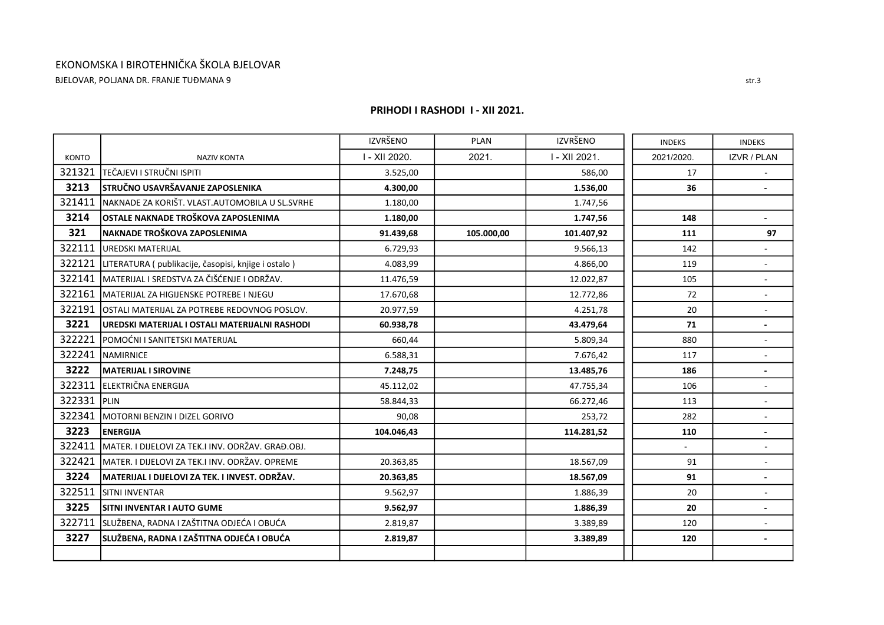EKONOMSKA I BIROTEHNIČKA ŠKOLA BJELOVAR

BJELOVAR, POLJANA DR. FRANJE TUĐMANA 9

## PRIHODI I RASHODI I - XII 2021.

| KONTO | NAZIV KONTA | IZVRŠENO I - XII 2020. | PLAN 2021. | IZVRŠENO I - XII 2021. | INDEKS 2021/2020. | INDEKS IZVR / PLAN |
|---|---|---|---|---|---|---|
| 321321 | TEČAJEVI I STRUČNI ISPITI | 3.525,00 | | 586,00 | 17 | - |
| **3213** | **STRUČNO USAVRŠAVANJE ZAPOSLENIKA** | **4.300,00** | | **1.536,00** | **36** | **-** |
| 321411 | NAKNADE ZA KORIŠT. VLAST.AUTOMOBILA U SL.SVRHE | 1.180,00 | | 1.747,56 | | |
| **3214** | **OSTALE NAKNADE TROŠKOVA ZAPOSLENIMA** | **1.180,00** | | **1.747,56** | **148** | **-** |
| **321** | **NAKNADE TROŠKOVA ZAPOSLENIMA** | **91.439,68** | **105.000,00** | **101.407,92** | **111** | **97** |
| 322111 | UREDSKI MATERIJAL | 6.729,93 | | 9.566,13 | 142 | - |
| 322121 | LITERATURA ( publikacije, časopisi, knjige i ostalo ) | 4.083,99 | | 4.866,00 | 119 | - |
| 322141 | MATERIJAL I SREDSTVA ZA ČIŠĆENJE I ODRŽAV. | 11.476,59 | | 12.022,87 | 105 | - |
| 322161 | MATERIJAL ZA HIGIJENSKE POTREBE I NJEGU | 17.670,68 | | 12.772,86 | 72 | - |
| 322191 | OSTALI MATERIJAL ZA POTREBE REDOVNOG POSLOV. | 20.977,59 | | 4.251,78 | 20 | - |
| **3221** | **UREDSKI MATERIJAL I OSTALI MATERIJALNI RASHODI** | **60.938,78** | | **43.479,64** | **71** | **-** |
| 322221 | POMOĆNI I SANITETSKI MATERIJAL | 660,44 | | 5.809,34 | 880 | - |
| 322241 | NAMIRNICE | 6.588,31 | | 7.676,42 | 117 | - |
| **3222** | **MATERIJAL I SIROVINE** | **7.248,75** | | **13.485,76** | **186** | **-** |
| 322311 | ELEKTRIČNA ENERGIJA | 45.112,02 | | 47.755,34 | 106 | - |
| 322331 | PLIN | 58.844,33 | | 66.272,46 | 113 | - |
| 322341 | MOTORNI BENZIN I DIZEL GORIVO | 90,08 | | 253,72 | 282 | - |
| **3223** | **ENERGIJA** | **104.046,43** | | **114.281,52** | **110** | **-** |
| 322411 | MATER. I DIJELOVI ZA TEK.I INV. ODRŽAV. GRAĐ.OBJ. | | | | - | - |
| 322421 | MATER. I DIJELOVI ZA TEK.I INV. ODRŽAV. OPREME | 20.363,85 | | 18.567,09 | 91 | - |
| **3224** | **MATERIJAL I DIJELOVI ZA TEK. I INVEST. ODRŽAV.** | **20.363,85** | | **18.567,09** | **91** | **-** |
| 322511 | SITNI INVENTAR | 9.562,97 | | 1.886,39 | 20 | - |
| **3225** | **SITNI INVENTAR I AUTO GUME** | **9.562,97** | | **1.886,39** | **20** | **-** |
| 322711 | SLUŽBENA, RADNA I ZAŠTITNA ODJEĆA I OBUĆA | 2.819,87 | | 3.389,89 | 120 | - |
| **3227** | **SLUŽBENA, RADNA I ZAŠTITNA ODJEĆA I OBUĆA** | **2.819,87** | | **3.389,89** | **120** | **-** |
| | | | | | | |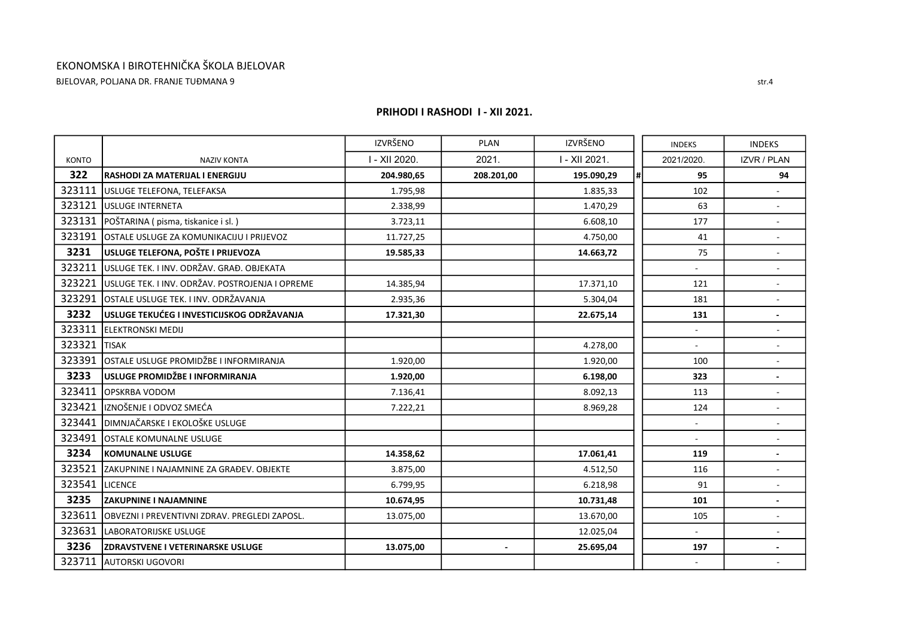EKONOMSKA I BIROTEHNIČKA ŠKOLA BJELOVAR

BJELOVAR, POLJANA DR. FRANJE TUĐMANA 9

## PRIHODI I RASHODI I - XII 2021.

| KONTO | NAZIV KONTA | IZVRŠENO I - XII 2020. | PLAN 2021. | IZVRŠENO I - XII 2021. | | INDEKS 2021/2020. | INDEKS IZVR / PLAN |
|---|---|---|---|---|---|---|---|
| **322** | **RASHODI ZA MATERIJAL I ENERGIJU** | **204.980,65** | **208.201,00** | **195.090,29** | # | **95** | **94** |
| 323111 | USLUGE TELEFONA, TELEFAKSA | 1.795,98 | | 1.835,33 | | 102 | - |
| 323121 | USLUGE INTERNETA | 2.338,99 | | 1.470,29 | | 63 | - |
| 323131 | POŠTARINA ( pisma, tiskanice i sl. ) | 3.723,11 | | 6.608,10 | | 177 | - |
| 323191 | OSTALE USLUGE ZA KOMUNIKACIJU I PRIJEVOZ | 11.727,25 | | 4.750,00 | | 41 | - |
| **3231** | **USLUGE TELEFONA, POŠTE I PRIJEVOZA** | **19.585,33** | | **14.663,72** | | 75 | - |
| 323211 | USLUGE TEK. I INV. ODRŽAV. GRAĐ. OBJEKATA | | | | | - | - |
| 323221 | USLUGE TEK. I INV. ODRŽAV. POSTROJENJA I OPREME | 14.385,94 | | 17.371,10 | | 121 | - |
| 323291 | OSTALE USLUGE TEK. I INV. ODRŽAVANJA | 2.935,36 | | 5.304,04 | | 181 | - |
| **3232** | **USLUGE TEKUĆEG I INVESTICIJSKOG ODRŽAVANJA** | **17.321,30** | | **22.675,14** | | **131** | **-** |
| 323311 | ELEKTRONSKI MEDIJ | | | | | - | - |
| 323321 | TISAK | | | 4.278,00 | | - | - |
| 323391 | OSTALE USLUGE PROMIDŽBE I INFORMIRANJA | 1.920,00 | | 1.920,00 | | 100 | - |
| **3233** | **USLUGE PROMIDŽBE I INFORMIRANJA** | **1.920,00** | | **6.198,00** | | **323** | **-** |
| 323411 | OPSKRBA VODOM | 7.136,41 | | 8.092,13 | | 113 | - |
| 323421 | IZNOŠENJE I ODVOZ SMEĆA | 7.222,21 | | 8.969,28 | | 124 | - |
| 323441 | DIMNJAČARSKE I EKOLOŠKE USLUGE | | | | | - | - |
| 323491 | OSTALE KOMUNALNE USLUGE | | | | | - | - |
| **3234** | **KOMUNALNE USLUGE** | **14.358,62** | | **17.061,41** | | **119** | **-** |
| 323521 | ZAKUPNINE I NAJAMNINE ZA GRAĐEV. OBJEKTE | 3.875,00 | | 4.512,50 | | 116 | - |
| 323541 | LICENCE | 6.799,95 | | 6.218,98 | | 91 | - |
| **3235** | **ZAKUPNINE I NAJAMNINE** | **10.674,95** | | **10.731,48** | | **101** | **-** |
| 323611 | OBVEZNI I PREVENTIVNI ZDRAV. PREGLEDI ZAPOSL. | 13.075,00 | | 13.670,00 | | 105 | - |
| 323631 | LABORATORIJSKE USLUGE | | | 12.025,04 | | - | - |
| **3236** | **ZDRAVSTVENE I VETERINARSKE USLUGE** | **13.075,00** | **-** | **25.695,04** | | **197** | **-** |
| 323711 | AUTORSKI UGOVORI | | | | | - | - |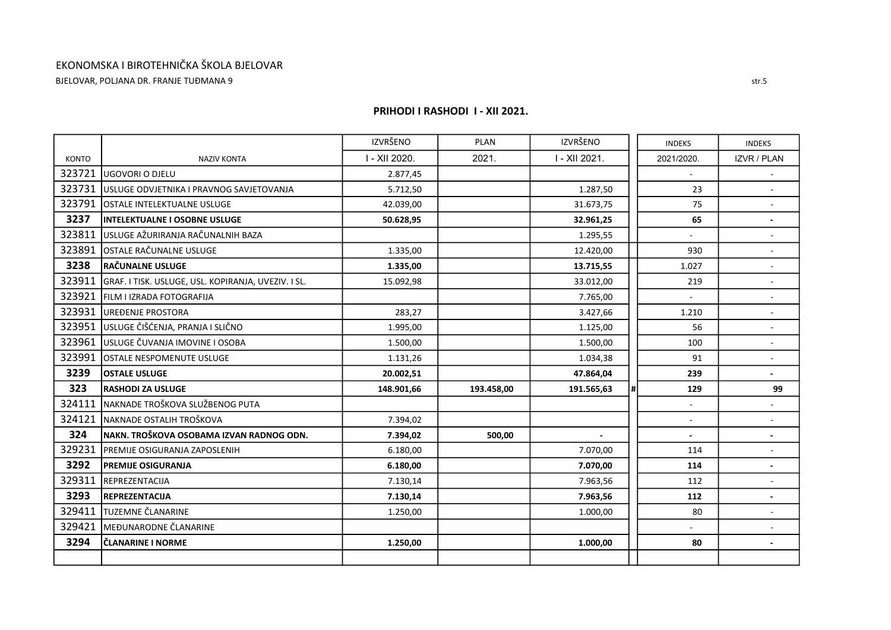## PRIHODI I RASHODI I - XII 2021.

| KONTO | NAZIV KONTA | IZVRŠENO I - XII 2020. | PLAN 2021. | IZVRŠENO I - XII 2021. | | INDEKS 2021/2020. | INDEKS IZVR / PLAN |
|---|---|---|---|---|---|---|---|
| 323721 | UGOVORI O DJELU | 2.877,45 | | | | - | - |
| 323731 | USLUGE ODVJETNIKA I PRAVNOG SAVJETOVANJA | 5.712,50 | | 1.287,50 | | 23 | - |
| 323791 | OSTALE INTELEKTUALNE USLUGE | 42.039,00 | | 31.673,75 | | 75 | - |
| **3237** | **INTELEKTUALNE I OSOBNE USLUGE** | **50.628,95** | | **32.961,25** | | **65** | **-** |
| 323811 | USLUGE AŽURIRANJA RAČUNALNIH BAZA | | | 1.295,55 | | - | - |
| 323891 | OSTALE RAČUNALNE USLUGE | 1.335,00 | | 12.420,00 | | 930 | - |
| **3238** | **RAČUNALNE USLUGE** | **1.335,00** | | **13.715,55** | | **1.027** | **-** |
| 323911 | GRAF. I TISK. USLUGE, USL. KOPIRANJA, UVEZIV. I SL. | 15.092,98 | | 33.012,00 | | 219 | - |
| 323921 | FILM I IZRADA FOTOGRAFIJA | | | 7.765,00 | | - | - |
| 323931 | UREĐENJE PROSTORA | 283,27 | | 3.427,66 | | 1.210 | - |
| 323951 | USLUGE ČIŠĆENJA, PRANJA I SLIČNO | 1.995,00 | | 1.125,00 | | 56 | - |
| 323961 | USLUGE ČUVANJA IMOVINE I OSOBA | 1.500,00 | | 1.500,00 | | 100 | - |
| 323991 | OSTALE NESPOMENUTE USLUGE | 1.131,26 | | 1.034,38 | | 91 | - |
| **3239** | **OSTALE USLUGE** | **20.002,51** | | **47.864,04** | | **239** | **-** |
| **323** | **RASHODI ZA USLUGE** | **148.901,66** | **193.458,00** | **191.565,63** | # | **129** | **99** |
| 324111 | NAKNADE TROŠKOVA SLUŽBENOG PUTA | | | | | - | - |
| 324121 | NAKNADE OSTALIH TROŠKOVA | 7.394,02 | | | | - | - |
| **324** | **NAKN. TROŠKOVA OSOBAMA IZVAN RADNOG ODN.** | **7.394,02** | **500,00** | **-** | | **-** | **-** |
| 329231 | PREMIJE OSIGURANJA ZAPOSLENIH | 6.180,00 | | 7.070,00 | | 114 | - |
| **3292** | **PREMIJE OSIGURANJA** | **6.180,00** | | **7.070,00** | | **114** | **-** |
| 329311 | REPREZENTACIJA | 7.130,14 | | 7.963,56 | | 112 | - |
| **3293** | **REPREZENTACIJA** | **7.130,14** | | **7.963,56** | | **112** | **-** |
| 329411 | TUZEMNE ČLANARINE | 1.250,00 | | 1.000,00 | | 80 | - |
| 329421 | MEĐUNARODNE ČLANARINE | | | | | - | - |
| **3294** | **ČLANARINE I NORME** | **1.250,00** | | **1.000,00** | | **80** | **-** |
| | | | | | | | |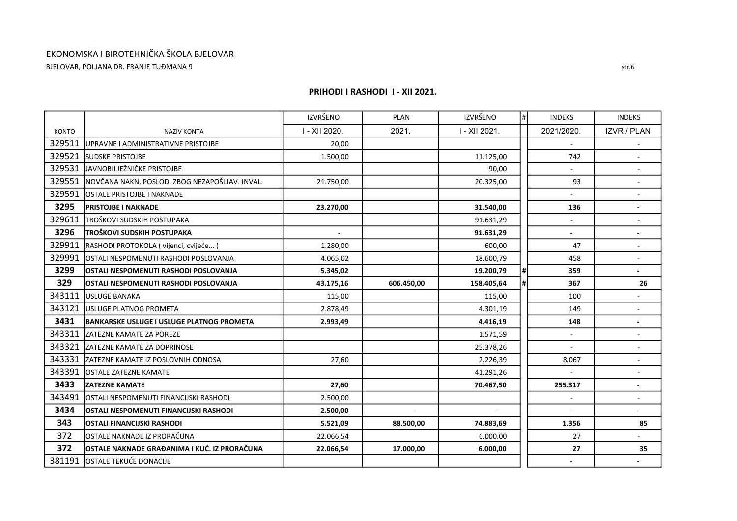EKONOMSKA I BIROTEHNIČKA ŠKOLA BJELOVAR

BJELOVAR, POLJANA DR. FRANJE TUĐMANA 9

## PRIHODI I RASHODI I - XII 2021.

| KONTO | NAZIV KONTA | IZVRŠENO I - XII 2020. | PLAN 2021. | IZVRŠENO I - XII 2021. | # | INDEKS 2021/2020. | INDEKS IZVR / PLAN |
|---|---|---|---|---|---|---|---|
| 329511 | UPRAVNE I ADMINISTRATIVNE PRISTOJBE | 20,00 | | | | - | - |
| 329521 | SUDSKE PRISTOJBE | 1.500,00 | | 11.125,00 | | 742 | - |
| 329531 | JAVNOBILJEŽNIČKE PRISTOJBE | | | 90,00 | | - | - |
| 329551 | NOVČANA NAKN. POSLOD. ZBOG NEZAPOŠLJAV. INVAL. | 21.750,00 | | 20.325,00 | | 93 | - |
| 329591 | OSTALE PRISTOJBE I NAKNADE | | | | | - | - |
| **3295** | **PRISTOJBE I NAKNADE** | **23.270,00** | | **31.540,00** | | **136** | **-** |
| 329611 | TROŠKOVI SUDSKIH POSTUPAKA | | | 91.631,29 | | - | - |
| **3296** | **TROŠKOVI SUDSKIH POSTUPAKA** | **-** | | **91.631,29** | | **-** | **-** |
| 329911 | RASHODI PROTOKOLA ( vijenci, cvijeće... ) | 1.280,00 | | 600,00 | | 47 | - |
| 329991 | OSTALI NESPOMENUTI RASHODI POSLOVANJA | 4.065,02 | | 18.600,79 | | 458 | - |
| **3299** | **OSTALI NESPOMENUTI RASHODI POSLOVANJA** | **5.345,02** | | **19.200,79** | # | **359** | **-** |
| **329** | **OSTALI NESPOMENUTI RASHODI POSLOVANJA** | **43.175,16** | **606.450,00** | **158.405,64** | # | **367** | **26** |
| 343111 | USLUGE BANAKA | 115,00 | | 115,00 | | 100 | - |
| 343121 | USLUGE PLATNOG PROMETA | 2.878,49 | | 4.301,19 | | 149 | - |
| **3431** | **BANKARSKE USLUGE I USLUGE PLATNOG PROMETA** | **2.993,49** | | **4.416,19** | | **148** | **-** |
| 343311 | ZATEZNE KAMATE ZA POREZE | | | 1.571,59 | | - | - |
| 343321 | ZATEZNE KAMATE ZA DOPRINOSE | | | 25.378,26 | | - | - |
| 343331 | ZATEZNE KAMATE IZ POSLOVNIH ODNOSA | 27,60 | | 2.226,39 | | 8.067 | - |
| 343391 | OSTALE ZATEZNE KAMATE | | | 41.291,26 | | - | - |
| **3433** | **ZATEZNE KAMATE** | **27,60** | | **70.467,50** | | **255.317** | **-** |
| 343491 | OSTALI NESPOMENUTI FINANCIJSKI RASHODI | 2.500,00 | | | | - | - |
| **3434** | **OSTALI NESPOMENUTI FINANCIJSKI RASHODI** | **2.500,00** | - | **-** | | **-** | **-** |
| **343** | **OSTALI FINANCIJSKI RASHODI** | **5.521,09** | **88.500,00** | **74.883,69** | | **1.356** | **85** |
| 372 | OSTALE NAKNADE IZ PRORAČUNA | 22.066,54 | | 6.000,00 | | 27 | - |
| **372** | **OSTALE NAKNADE GRAĐANIMA I KUĆ. IZ PRORAČUNA** | **22.066,54** | **17.000,00** | **6.000,00** | | **27** | **35** |
| 381191 | OSTALE TEKUĆE DONACIJE | | | | | **-** | **-** |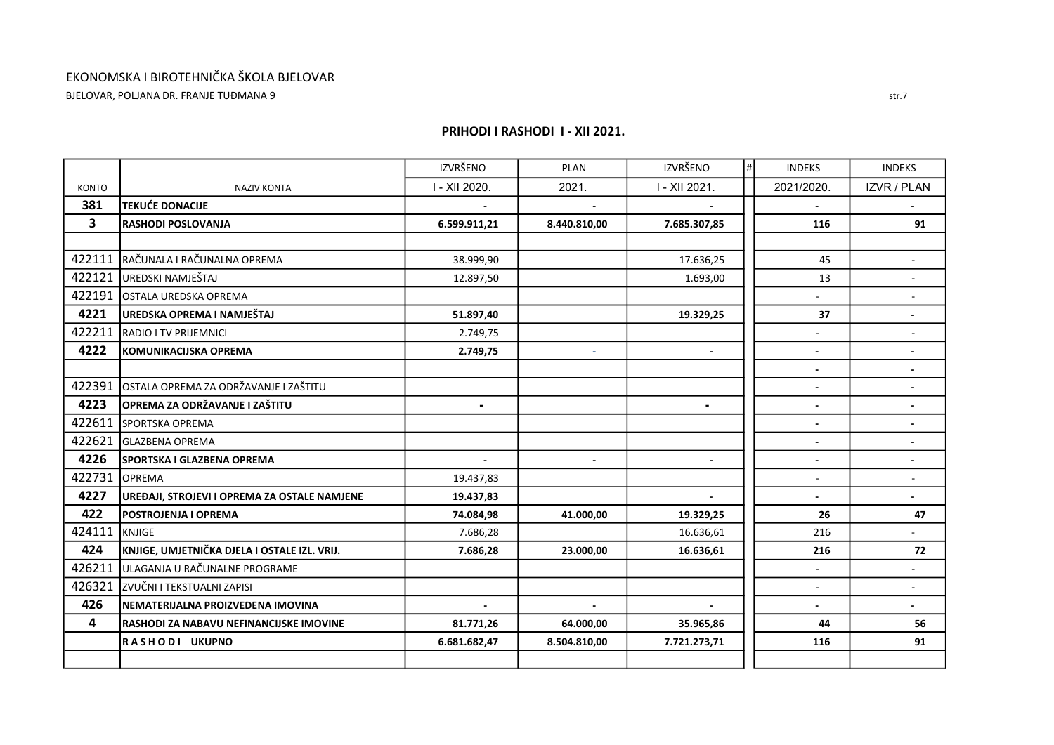EKONOMSKA I BIROTEHNIČKA ŠKOLA BJELOVAR

BJELOVAR, POLJANA DR. FRANJE TUĐMANA 9

## PRIHODI I RASHODI I - XII 2021.

| KONTO | NAZIV KONTA | IZVRŠENO I - XII 2020. | PLAN 2021. | IZVRŠENO I - XII 2021. | # | INDEKS 2021/2020. | INDEKS IZVR / PLAN |
|---|---|---|---|---|---|---|---|
| **381** | **TEKUĆE DONACIJE** | **-** | **-** | **-** | | **-** | **-** |
| **3** | **RASHODI POSLOVANJA** | **6.599.911,21** | **8.440.810,00** | **7.685.307,85** | | **116** | **91** |
| | | | | | | | |
| 422111 | RAČUNALA I RAČUNALNA OPREMA | 38.999,90 | | 17.636,25 | | 45 | - |
| 422121 | UREDSKI NAMJEŠTAJ | 12.897,50 | | 1.693,00 | | 13 | - |
| 422191 | OSTALA UREDSKA OPREMA | | | | | - | - |
| **4221** | **UREDSKA OPREMA I NAMJEŠTAJ** | **51.897,40** | | **19.329,25** | | **37** | **-** |
| 422211 | RADIO I TV PRIJEMNICI | 2.749,75 | | | | - | - |
| **4222** | **KOMUNIKACIJSKA OPREMA** | **2.749,75** | - | **-** | | **-** | **-** |
| | | | | | | **-** | **-** |
| 422391 | OSTALA OPREMA ZA ODRŽAVANJE I ZAŠTITU | | | | | - | - |
| **4223** | **OPREMA ZA ODRŽAVANJE I ZAŠTITU** | **-** | | **-** | | **-** | **-** |
| 422611 | SPORTSKA OPREMA | | | | | - | - |
| 422621 | GLAZBENA OPREMA | | | | | - | - |
| **4226** | **SPORTSKA I GLAZBENA OPREMA** | **-** | **-** | **-** | | **-** | **-** |
| 422731 | OPREMA | 19.437,83 | | | | - | - |
| **4227** | **UREĐAJI, STROJEVI I OPREMA ZA OSTALE NAMJENE** | **19.437,83** | | **-** | | **-** | **-** |
| **422** | **POSTROJENJA I OPREMA** | **74.084,98** | **41.000,00** | **19.329,25** | | **26** | **47** |
| 424111 | KNJIGE | 7.686,28 | | 16.636,61 | | 216 | - |
| **424** | **KNJIGE, UMJETNIČKA DJELA I OSTALE IZL. VRIJ.** | **7.686,28** | **23.000,00** | **16.636,61** | | **216** | **72** |
| 426211 | ULAGANJA U RAČUNALNE PROGRAME | | | | | - | - |
| 426321 | ZVUČNI I TEKSTUALNI ZAPISI | | | | | - | - |
| **426** | **NEMATERIJALNA PROIZVEDENA IMOVINA** | **-** | **-** | **-** | | **-** | **-** |
| **4** | **RASHODI ZA NABAVU NEFINANCIJSKE IMOVINE** | **81.771,26** | **64.000,00** | **35.965,86** | | **44** | **56** |
| | **R A S H O D I UKUPNO** | **6.681.682,47** | **8.504.810,00** | **7.721.273,71** | | **116** | **91** |
| | | | | | | | |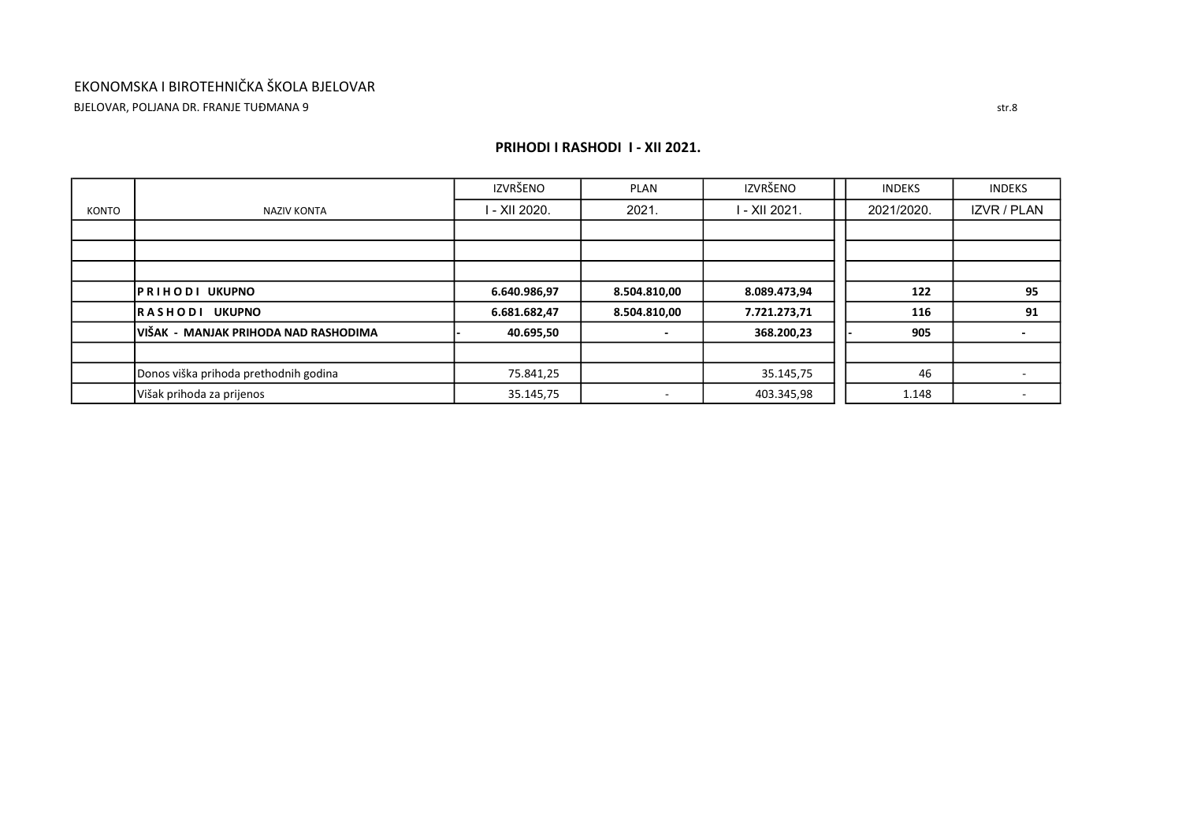EKONOMSKA I BIROTEHNIČKA ŠKOLA BJELOVAR

BJELOVAR, POLJANA DR. FRANJE TUĐMANA 9

## PRIHODI I RASHODI I - XII 2021.

| KONTO | NAZIV KONTA | IZVRŠENO I - XII 2020. | PLAN 2021. | IZVRŠENO I - XII 2021. | INDEKS 2021/2020. | INDEKS IZVR / PLAN |
|---|---|---|---|---|---|---|
| | | | | | | |
| | | | | | | |
| | | | | | | |
| | **P R I H O D I UKUPNO** | **6.640.986,97** | **8.504.810,00** | **8.089.473,94** | **122** | **95** |
| | **R A S H O D I UKUPNO** | **6.681.682,47** | **8.504.810,00** | **7.721.273,71** | **116** | **91** |
| | **VIŠAK - MANJAK PRIHODA NAD RASHODIMA** | **- 40.695,50** | **-** | **368.200,23** | **- 905** | **-** |
| | | | | | | |
| | Donos viška prihoda prethodnih godina | 75.841,25 | | 35.145,75 | 46 | - |
| | Višak prihoda za prijenos | 35.145,75 | - | 403.345,98 | 1.148 | - |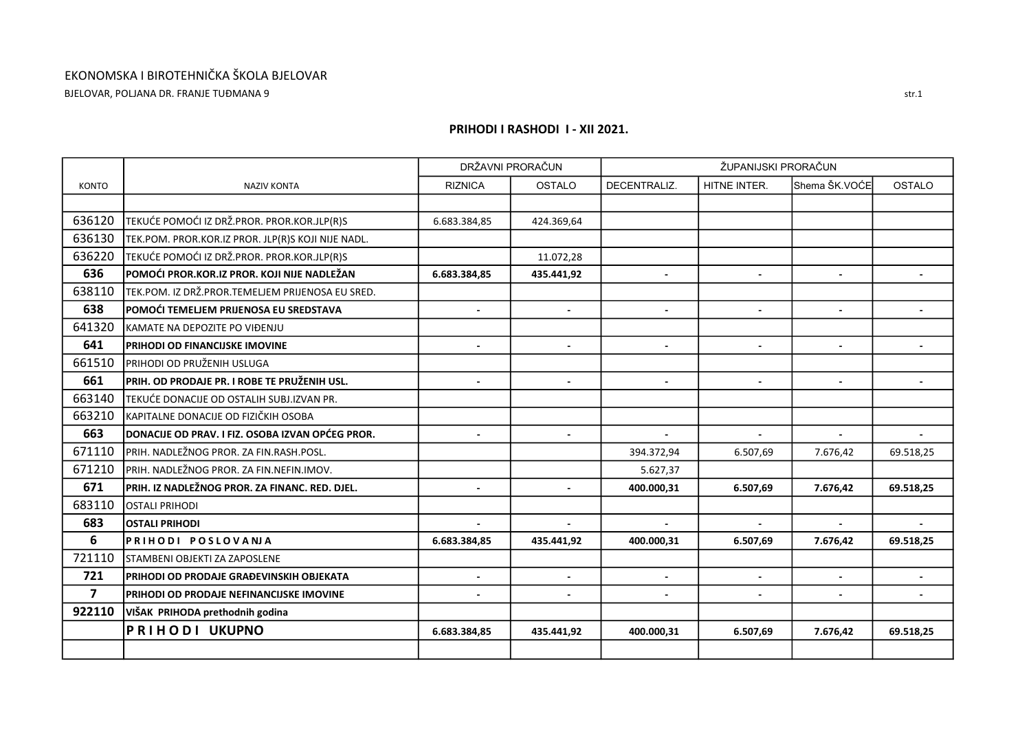EKONOMSKA I BIROTEHNIČKA ŠKOLA BJELOVAR

BJELOVAR, POLJANA DR. FRANJE TUĐMANA 9

str.1

**PRIHODI I RASHODI I - XII 2021.**

| | | DRŽAVNI PRORAČUN | | ŽUPANIJSKI PRORAČUN | | | |
|---|---|---|---|---|---|---|---|
| KONTO | NAZIV KONTA | RIZNICA | OSTALO | DECENTRALIZ. | HITNE INTER. | Shema ŠK.VOĆE | OSTALO |
| | | | | | | | |
| 636120 | TEKUĆE POMOĆI IZ DRŽ.PROR. PROR.KOR.JLP(R)S | 6.683.384,85 | 424.369,64 | | | | |
| 636130 | TEK.POM. PROR.KOR.IZ PROR. JLP(R)S KOJI NIJE NADL. | | | | | | |
| 636220 | TEKUĆE POMOĆI IZ DRŽ.PROR. PROR.KOR.JLP(R)S | | 11.072,28 | | | | |
| **636** | **POMOĆI PROR.KOR.IZ PROR. KOJI NIJE NADLEŽAN** | **6.683.384,85** | **435.441,92** | **-** | **-** | **-** | **-** |
| 638110 | TEK.POM. IZ DRŽ.PROR.TEMELJEM PRIJENOSA EU SRED. | | | | | | |
| **638** | **POMOĆI TEMELJEM PRIJENOSA EU SREDSTAVA** | **-** | **-** | **-** | **-** | **-** | **-** |
| 641320 | KAMATE NA DEPOZITE PO VIĐENJU | | | | | | |
| **641** | **PRIHODI OD FINANCIJSKE IMOVINE** | **-** | **-** | **-** | **-** | **-** | **-** |
| 661510 | PRIHODI OD PRUŽENIH USLUGA | | | | | | |
| **661** | **PRIH. OD PRODAJE PR. I ROBE TE PRUŽENIH USL.** | **-** | **-** | **-** | **-** | **-** | **-** |
| 663140 | TEKUĆE DONACIJE OD OSTALIH SUBJ.IZVAN PR. | | | | | | |
| 663210 | KAPITALNE DONACIJE OD FIZIČKIH OSOBA | | | | | | |
| **663** | **DONACIJE OD PRAV. I FIZ. OSOBA IZVAN OPĆEG PROR.** | **-** | **-** | **-** | **-** | **-** | **-** |
| 671110 | PRIH. NADLEŽNOG PROR. ZA FIN.RASH.POSL. | | | 394.372,94 | 6.507,69 | 7.676,42 | 69.518,25 |
| 671210 | PRIH. NADLEŽNOG PROR. ZA FIN.NEFIN.IMOV. | | | 5.627,37 | | | |
| **671** | **PRIH. IZ NADLEŽNOG PROR. ZA FINANC. RED. DJEL.** | **-** | **-** | **400.000,31** | **6.507,69** | **7.676,42** | **69.518,25** |
| 683110 | OSTALI PRIHODI | | | | | | |
| **683** | **OSTALI PRIHODI** | **-** | **-** | **-** | **-** | **-** | **-** |
| **6** | **P R I H O D I P O S L O V A N J A** | **6.683.384,85** | **435.441,92** | **400.000,31** | **6.507,69** | **7.676,42** | **69.518,25** |
| 721110 | STAMBENI OBJEKTI ZA ZAPOSLENE | | | | | | |
| **721** | **PRIHODI OD PRODAJE GRAĐEVINSKIH OBJEKATA** | **-** | **-** | **-** | **-** | **-** | **-** |
| **7** | **PRIHODI OD PRODAJE NEFINANCIJSKE IMOVINE** | **-** | **-** | **-** | **-** | **-** | **-** |
| **922110** | **VIŠAK PRIHODA prethodnih godina** | | | | | | |
| | **P R I H O D I UKUPNO** | **6.683.384,85** | **435.441,92** | **400.000,31** | **6.507,69** | **7.676,42** | **69.518,25** |
| | | | | | | | |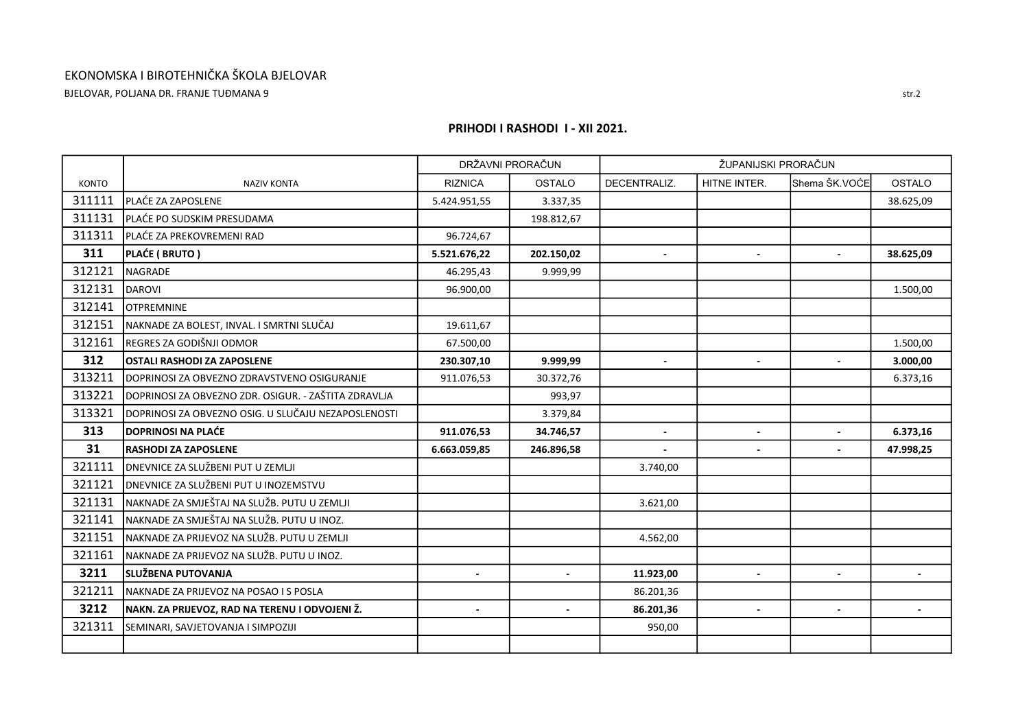EKONOMSKA I BIROTEHNIČKA ŠKOLA BJELOVAR

BJELOVAR, POLJANA DR. FRANJE TUĐMANA 9

str.2

## PRIHODI I RASHODI I - XII 2021.

| KONTO | NAZIV KONTA | DRŽAVNI PRORAČUN | | ŽUPANIJSKI PRORAČUN | | | |
|---|---|---|---|---|---|---|---|
| | | RIZNICA | OSTALO | DECENTRALIZ. | HITNE INTER. | Shema ŠK.VOĆE | OSTALO |
| 311111 | PLAĆE ZA ZAPOSLENE | 5.424.951,55 | 3.337,35 | | | | 38.625,09 |
| 311131 | PLAĆE PO SUDSKIM PRESUDAMA | | 198.812,67 | | | | |
| 311311 | PLAĆE ZA PREKOVREMENI RAD | 96.724,67 | | | | | |
| **311** | **PLAĆE ( BRUTO )** | **5.521.676,22** | **202.150,02** | **-** | **-** | **-** | **38.625,09** |
| 312121 | NAGRADE | 46.295,43 | 9.999,99 | | | | |
| 312131 | DAROVI | 96.900,00 | | | | | 1.500,00 |
| 312141 | OTPREMNINE | | | | | | |
| 312151 | NAKNADE ZA BOLEST, INVAL. I SMRTNI SLUČAJ | 19.611,67 | | | | | |
| 312161 | REGRES ZA GODIŠNJI ODMOR | 67.500,00 | | | | | 1.500,00 |
| **312** | **OSTALI RASHODI ZA ZAPOSLENE** | **230.307,10** | **9.999,99** | **-** | **-** | **-** | **3.000,00** |
| 313211 | DOPRINOSI ZA OBVEZNO ZDRAVSTVENO OSIGURANJE | 911.076,53 | 30.372,76 | | | | 6.373,16 |
| 313221 | DOPRINOSI ZA OBVEZNO ZDR. OSIGUR. - ZAŠTITA ZDRAVLJA | | 993,97 | | | | |
| 313321 | DOPRINOSI ZA OBVEZNO OSIG. U SLUČAJU NEZAPOSLENOSTI | | 3.379,84 | | | | |
| **313** | **DOPRINOSI NA PLAĆE** | **911.076,53** | **34.746,57** | **-** | **-** | **-** | **6.373,16** |
| **31** | **RASHODI ZA ZAPOSLENE** | **6.663.059,85** | **246.896,58** | **-** | **-** | **-** | **47.998,25** |
| 321111 | DNEVNICE ZA SLUŽBENI PUT U ZEMLJI | | | 3.740,00 | | | |
| 321121 | DNEVNICE ZA SLUŽBENI PUT U INOZEMSTVU | | | | | | |
| 321131 | NAKNADE ZA SMJEŠTAJ NA SLUŽB. PUTU U ZEMLJI | | | 3.621,00 | | | |
| 321141 | NAKNADE ZA SMJEŠTAJ NA SLUŽB. PUTU U INOZ. | | | | | | |
| 321151 | NAKNADE ZA PRIJEVOZ NA SLUŽB. PUTU U ZEMLJI | | | 4.562,00 | | | |
| 321161 | NAKNADE ZA PRIJEVOZ NA SLUŽB. PUTU U INOZ. | | | | | | |
| **3211** | **SLUŽBENA PUTOVANJA** | **-** | **-** | **11.923,00** | **-** | **-** | **-** |
| 321211 | NAKNADE ZA PRIJEVOZ NA POSAO I S POSLA | | | 86.201,36 | | | |
| **3212** | **NAKN. ZA PRIJEVOZ, RAD NA TERENU I ODVOJENI Ž.** | **-** | **-** | **86.201,36** | **-** | **-** | **-** |
| 321311 | SEMINARI, SAVJETOVANJA I SIMPOZIJI | | | 950,00 | | | |
| | | | | | | | |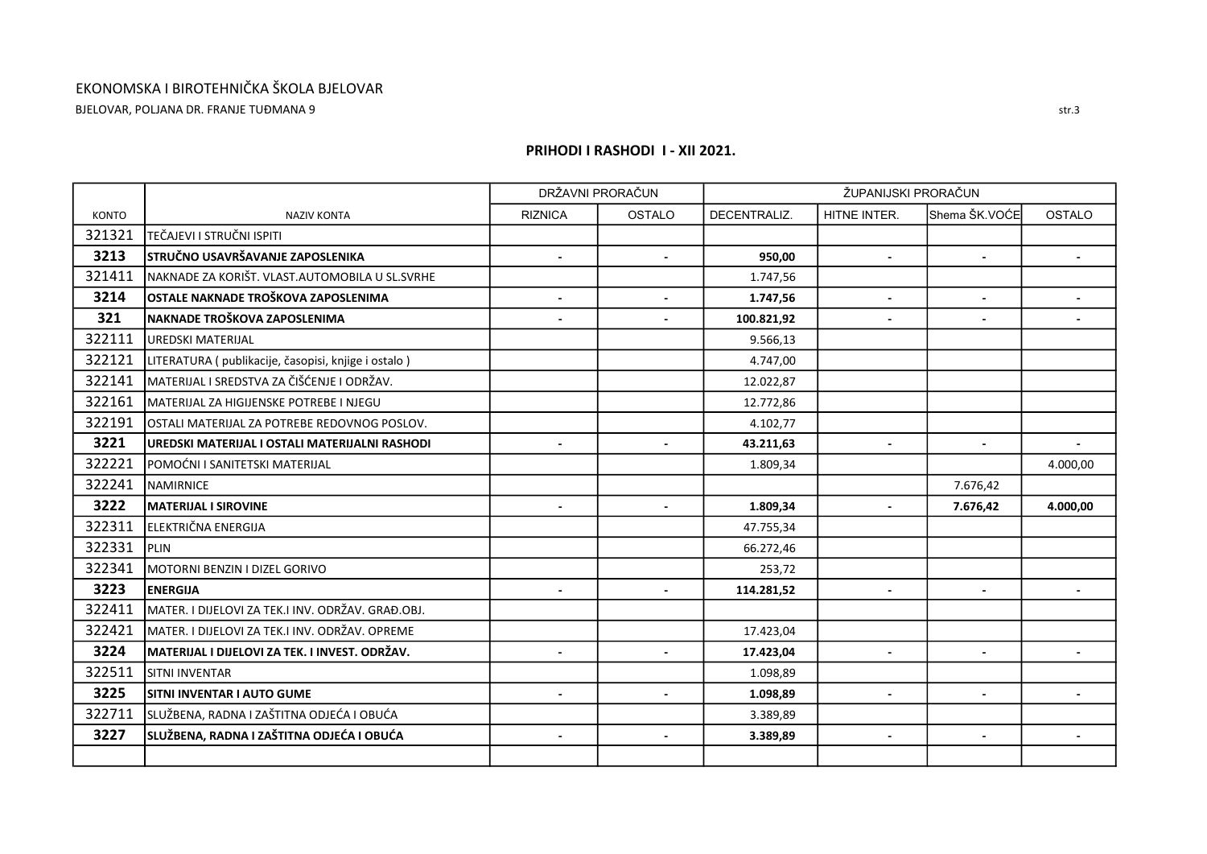EKONOMSKA I BIROTEHNIČKA ŠKOLA BJELOVAR

BJELOVAR, POLJANA DR. FRANJE TUĐMANA 9

## PRIHODI I RASHODI I - XII 2021.

| | | DRŽAVNI PRORAČUN | | ŽUPANIJSKI PRORAČUN | | | |
|---|---|---|---|---|---|---|---|
| KONTO | NAZIV KONTA | RIZNICA | OSTALO | DECENTRALIZ. | HITNE INTER. | Shema ŠK.VOĆE | OSTALO |
| 321321 | TEČAJEVI I STRUČNI ISPITI | | | | | | |
| **3213** | **STRUČNO USAVRŠAVANJE ZAPOSLENIKA** | **-** | **-** | **950,00** | **-** | **-** | **-** |
| 321411 | NAKNADE ZA KORIŠT. VLAST.AUTOMOBILA U SL.SVRHE | | | 1.747,56 | | | |
| **3214** | **OSTALE NAKNADE TROŠKOVA ZAPOSLENIMA** | **-** | **-** | **1.747,56** | **-** | **-** | **-** |
| **321** | **NAKNADE TROŠKOVA ZAPOSLENIMA** | **-** | **-** | **100.821,92** | **-** | **-** | **-** |
| 322111 | UREDSKI MATERIJAL | | | 9.566,13 | | | |
| 322121 | LITERATURA ( publikacije, časopisi, knjige i ostalo ) | | | 4.747,00 | | | |
| 322141 | MATERIJAL I SREDSTVA ZA ČIŠĆENJE I ODRŽAV. | | | 12.022,87 | | | |
| 322161 | MATERIJAL ZA HIGIJENSKE POTREBE I NJEGU | | | 12.772,86 | | | |
| 322191 | OSTALI MATERIJAL ZA POTREBE REDOVNOG POSLOV. | | | 4.102,77 | | | |
| **3221** | **UREDSKI MATERIJAL I OSTALI MATERIJALNI RASHODI** | **-** | **-** | **43.211,63** | **-** | **-** | **-** |
| 322221 | POMOĆNI I SANITETSKI MATERIJAL | | | 1.809,34 | | | 4.000,00 |
| 322241 | NAMIRNICE | | | | | 7.676,42 | |
| **3222** | **MATERIJAL I SIROVINE** | **-** | **-** | **1.809,34** | **-** | **7.676,42** | **4.000,00** |
| 322311 | ELEKTRIČNA ENERGIJA | | | 47.755,34 | | | |
| 322331 | PLIN | | | 66.272,46 | | | |
| 322341 | MOTORNI BENZIN I DIZEL GORIVO | | | 253,72 | | | |
| **3223** | **ENERGIJA** | **-** | **-** | **114.281,52** | **-** | **-** | **-** |
| 322411 | MATER. I DIJELOVI ZA TEK.I INV. ODRŽAV. GRAĐ.OBJ. | | | | | | |
| 322421 | MATER. I DIJELOVI ZA TEK.I INV. ODRŽAV. OPREME | | | 17.423,04 | | | |
| **3224** | **MATERIJAL I DIJELOVI ZA TEK. I INVEST. ODRŽAV.** | **-** | **-** | **17.423,04** | **-** | **-** | **-** |
| 322511 | SITNI INVENTAR | | | 1.098,89 | | | |
| **3225** | **SITNI INVENTAR I AUTO GUME** | **-** | **-** | **1.098,89** | **-** | **-** | **-** |
| 322711 | SLUŽBENA, RADNA I ZAŠTITNA ODJEĆA I OBUĆA | | | 3.389,89 | | | |
| **3227** | **SLUŽBENA, RADNA I ZAŠTITNA ODJEĆA I OBUĆA** | **-** | **-** | **3.389,89** | **-** | **-** | **-** |
| | | | | | | | |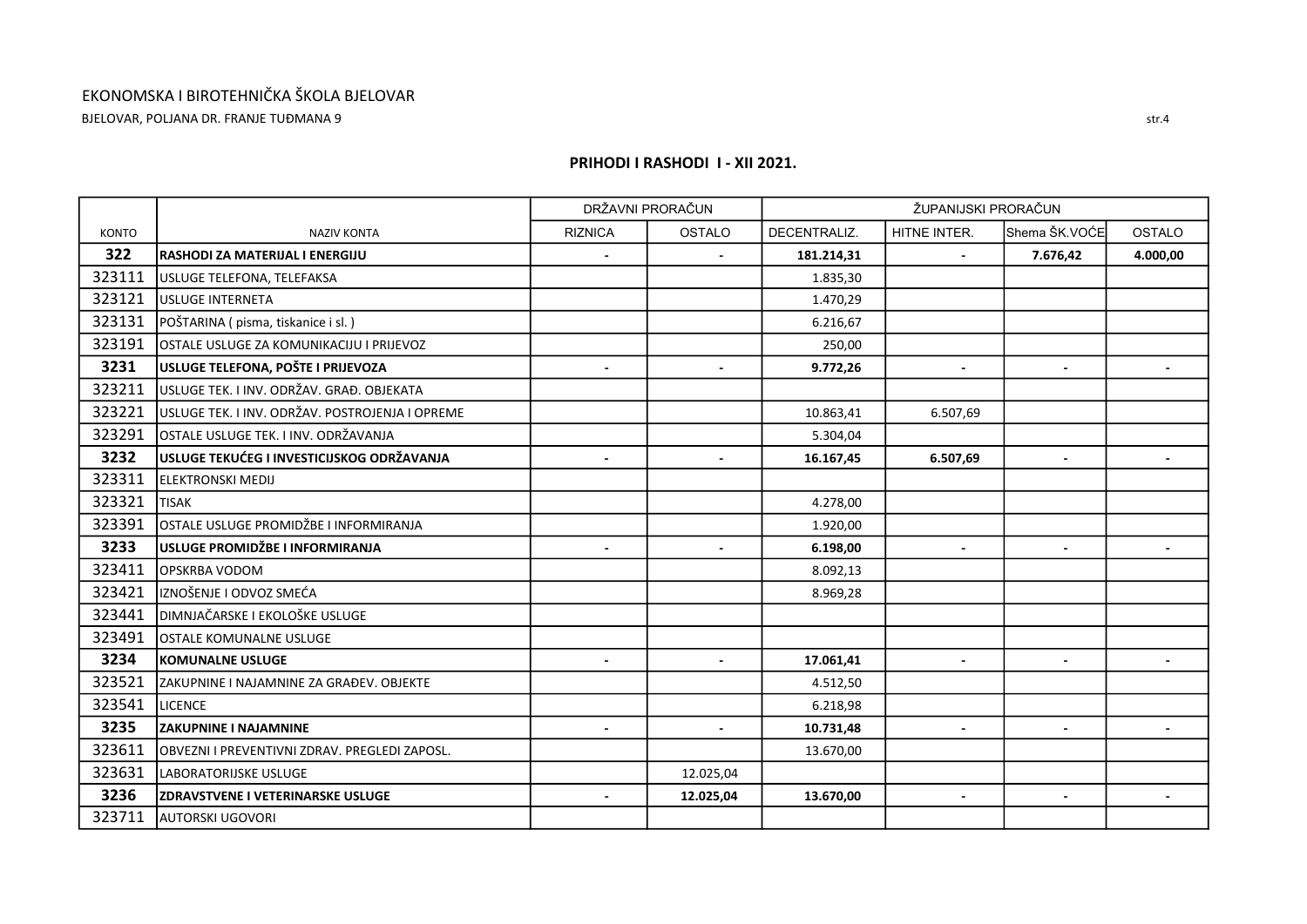EKONOMSKA I BIROTEHNIČKA ŠKOLA BJELOVAR

BJELOVAR, POLJANA DR. FRANJE TUĐMANA 9

## PRIHODI I RASHODI I - XII 2021.

| KONTO | NAZIV KONTA | DRŽAVNI PRORAČUN | | ŽUPANIJSKI PRORAČUN | | | |
|---|---|---|---|---|---|---|---|
| | | RIZNICA | OSTALO | DECENTRALIZ. | HITNE INTER. | Shema ŠK.VOĆE | OSTALO |
| **322** | **RASHODI ZA MATERIJAL I ENERGIJU** | **-** | **-** | **181.214,31** | **-** | **7.676,42** | **4.000,00** |
| 323111 | USLUGE TELEFONA, TELEFAKSA | | | 1.835,30 | | | |
| 323121 | USLUGE INTERNETA | | | 1.470,29 | | | |
| 323131 | POŠTARINA ( pisma, tiskanice i sl. ) | | | 6.216,67 | | | |
| 323191 | OSTALE USLUGE ZA KOMUNIKACIJU I PRIJEVOZ | | | 250,00 | | | |
| **3231** | **USLUGE TELEFONA, POŠTE I PRIJEVOZA** | **-** | **-** | **9.772,26** | **-** | **-** | **-** |
| 323211 | USLUGE TEK. I INV. ODRŽAV. GRAĐ. OBJEKATA | | | | | | |
| 323221 | USLUGE TEK. I INV. ODRŽAV. POSTROJENJA I OPREME | | | 10.863,41 | 6.507,69 | | |
| 323291 | OSTALE USLUGE TEK. I INV. ODRŽAVANJA | | | 5.304,04 | | | |
| **3232** | **USLUGE TEKUĆEG I INVESTICIJSKOG ODRŽAVANJA** | **-** | **-** | **16.167,45** | **6.507,69** | **-** | **-** |
| 323311 | ELEKTRONSKI MEDIJ | | | | | | |
| 323321 | TISAK | | | 4.278,00 | | | |
| 323391 | OSTALE USLUGE PROMIDŽBE I INFORMIRANJA | | | 1.920,00 | | | |
| **3233** | **USLUGE PROMIDŽBE I INFORMIRANJA** | **-** | **-** | **6.198,00** | **-** | **-** | **-** |
| 323411 | OPSKRBA VODOM | | | 8.092,13 | | | |
| 323421 | IZNOŠENJE I ODVOZ SMEĆA | | | 8.969,28 | | | |
| 323441 | DIMNJAČARSKE I EKOLOŠKE USLUGE | | | | | | |
| 323491 | OSTALE KOMUNALNE USLUGE | | | | | | |
| **3234** | **KOMUNALNE USLUGE** | **-** | **-** | **17.061,41** | **-** | **-** | **-** |
| 323521 | ZAKUPNINE I NAJAMNINE ZA GRAĐEV. OBJEKTE | | | 4.512,50 | | | |
| 323541 | LICENCE | | | 6.218,98 | | | |
| **3235** | **ZAKUPNINE I NAJAMNINE** | **-** | **-** | **10.731,48** | **-** | **-** | **-** |
| 323611 | OBVEZNI I PREVENTIVNI ZDRAV. PREGLEDI ZAPOSL. | | | 13.670,00 | | | |
| 323631 | LABORATORIJSKE USLUGE | | 12.025,04 | | | | |
| **3236** | **ZDRAVSTVENE I VETERINARSKE USLUGE** | **-** | **12.025,04** | **13.670,00** | **-** | **-** | **-** |
| 323711 | AUTORSKI UGOVORI | | | | | | |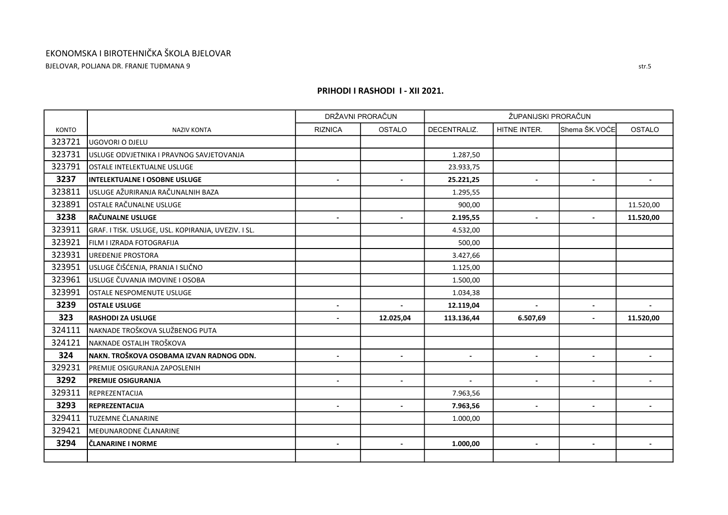EKONOMSKA I BIROTEHNIČKA ŠKOLA BJELOVAR

BJELOVAR, POLJANA DR. FRANJE TUĐMANA 9

## PRIHODI I RASHODI I - XII 2021.

| KONTO | NAZIV KONTA | DRŽAVNI PRORAČUN | | ŽUPANIJSKI PRORAČUN | | | |
|---|---|---|---|---|---|---|---|
| | | RIZNICA | OSTALO | DECENTRALIZ. | HITNE INTER. | Shema ŠK.VOĆE | OSTALO |
| 323721 | UGOVORI O DJELU | | | | | | |
| 323731 | USLUGE ODVJETNIKA I PRAVNOG SAVJETOVANJA | | | 1.287,50 | | | |
| 323791 | OSTALE INTELEKTUALNE USLUGE | | | 23.933,75 | | | |
| **3237** | **INTELEKTUALNE I OSOBNE USLUGE** | **-** | **-** | **25.221,25** | **-** | **-** | **-** |
| 323811 | USLUGE AŽURIRANJA RAČUNALNIH BAZA | | | 1.295,55 | | | |
| 323891 | OSTALE RAČUNALNE USLUGE | | | 900,00 | | | 11.520,00 |
| **3238** | **RAČUNALNE USLUGE** | **-** | **-** | **2.195,55** | **-** | **-** | **11.520,00** |
| 323911 | GRAF. I TISK. USLUGE, USL. KOPIRANJA, UVEZIV. I SL. | | | 4.532,00 | | | |
| 323921 | FILM I IZRADA FOTOGRAFIJA | | | 500,00 | | | |
| 323931 | UREĐENJE PROSTORA | | | 3.427,66 | | | |
| 323951 | USLUGE ČIŠĆENJA, PRANJA I SLIČNO | | | 1.125,00 | | | |
| 323961 | USLUGE ČUVANJA IMOVINE I OSOBA | | | 1.500,00 | | | |
| 323991 | OSTALE NESPOMENUTE USLUGE | | | 1.034,38 | | | |
| **3239** | **OSTALE USLUGE** | **-** | **-** | **12.119,04** | **-** | **-** | **-** |
| **323** | **RASHODI ZA USLUGE** | **-** | **12.025,04** | **113.136,44** | **6.507,69** | **-** | **11.520,00** |
| 324111 | NAKNADE TROŠKOVA SLUŽBENOG PUTA | | | | | | |
| 324121 | NAKNADE OSTALIH TROŠKOVA | | | | | | |
| **324** | **NAKN. TROŠKOVA OSOBAMA IZVAN RADNOG ODN.** | **-** | **-** | **-** | **-** | **-** | **-** |
| 329231 | PREMIJE OSIGURANJA ZAPOSLENIH | | | | | | |
| **3292** | **PREMIJE OSIGURANJA** | **-** | **-** | **-** | **-** | **-** | **-** |
| 329311 | REPREZENTACIJA | | | 7.963,56 | | | |
| **3293** | **REPREZENTACIJA** | **-** | **-** | **7.963,56** | **-** | **-** | **-** |
| 329411 | TUZEMNE ČLANARINE | | | 1.000,00 | | | |
| 329421 | MEĐUNARODNE ČLANARINE | | | | | | |
| **3294** | **ČLANARINE I NORME** | **-** | **-** | **1.000,00** | **-** | **-** | **-** |
| | | | | | | | |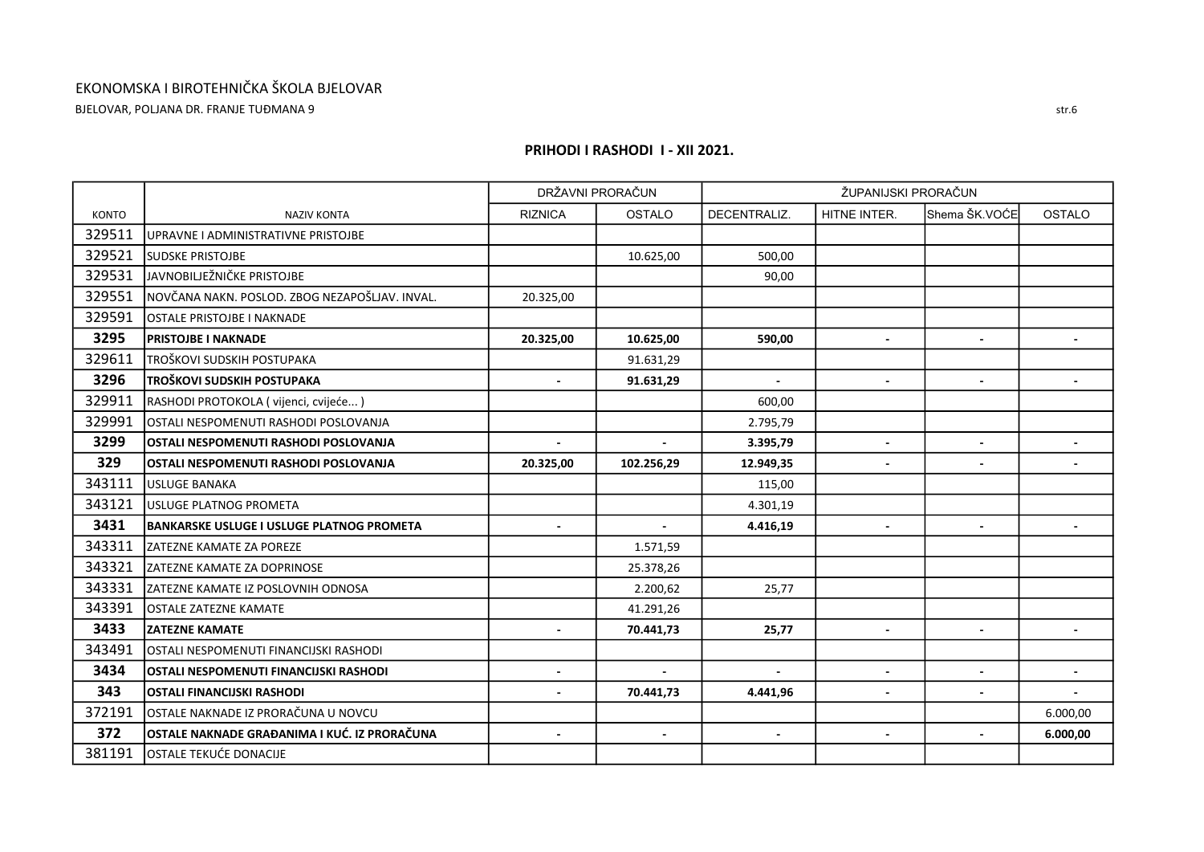EKONOMSKA I BIROTEHNIČKA ŠKOLA BJELOVAR

BJELOVAR, POLJANA DR. FRANJE TUĐMANA 9

## PRIHODI I RASHODI I - XII 2021.

| | | DRŽAVNI PRORAČUN | | ŽUPANIJSKI PRORAČUN | | | |
|---|---|---|---|---|---|---|---|
| KONTO | NAZIV KONTA | RIZNICA | OSTALO | DECENTRALIZ. | HITNE INTER. | Shema ŠK.VOĆE | OSTALO |
| 329511 | UPRAVNE I ADMINISTRATIVNE PRISTOJBE | | | | | | |
| 329521 | SUDSKE PRISTOJBE | | 10.625,00 | 500,00 | | | |
| 329531 | JAVNOBILJEŽNIČKE PRISTOJBE | | | 90,00 | | | |
| 329551 | NOVČANA NAKN. POSLOD. ZBOG NEZAPOŠLJAV. INVAL. | 20.325,00 | | | | | |
| 329591 | OSTALE PRISTOJBE I NAKNADE | | | | | | |
| **3295** | **PRISTOJBE I NAKNADE** | **20.325,00** | **10.625,00** | **590,00** | **-** | **-** | **-** |
| 329611 | TROŠKOVI SUDSKIH POSTUPAKA | | 91.631,29 | | | | |
| **3296** | **TROŠKOVI SUDSKIH POSTUPAKA** | **-** | **91.631,29** | **-** | **-** | **-** | **-** |
| 329911 | RASHODI PROTOKOLA ( vijenci, cvijeće... ) | | | 600,00 | | | |
| 329991 | OSTALI NESPOMENUTI RASHODI POSLOVANJA | | | 2.795,79 | | | |
| **3299** | **OSTALI NESPOMENUTI RASHODI POSLOVANJA** | **-** | **-** | **3.395,79** | **-** | **-** | **-** |
| **329** | **OSTALI NESPOMENUTI RASHODI POSLOVANJA** | **20.325,00** | **102.256,29** | **12.949,35** | **-** | **-** | **-** |
| 343111 | USLUGE BANAKA | | | 115,00 | | | |
| 343121 | USLUGE PLATNOG PROMETA | | | 4.301,19 | | | |
| **3431** | **BANKARSKE USLUGE I USLUGE PLATNOG PROMETA** | **-** | **-** | **4.416,19** | **-** | **-** | **-** |
| 343311 | ZATEZNE KAMATE ZA POREZE | | 1.571,59 | | | | |
| 343321 | ZATEZNE KAMATE ZA DOPRINOSE | | 25.378,26 | | | | |
| 343331 | ZATEZNE KAMATE IZ POSLOVNIH ODNOSA | | 2.200,62 | 25,77 | | | |
| 343391 | OSTALE ZATEZNE KAMATE | | 41.291,26 | | | | |
| **3433** | **ZATEZNE KAMATE** | **-** | **70.441,73** | **25,77** | **-** | **-** | **-** |
| 343491 | OSTALI NESPOMENUTI FINANCIJSKI RASHODI | | | | | | |
| **3434** | **OSTALI NESPOMENUTI FINANCIJSKI RASHODI** | **-** | **-** | **-** | **-** | **-** | **-** |
| **343** | **OSTALI FINANCIJSKI RASHODI** | **-** | **70.441,73** | **4.441,96** | **-** | **-** | **-** |
| 372191 | OSTALE NAKNADE IZ PRORAČUNA U NOVCU | | | | | | 6.000,00 |
| **372** | **OSTALE NAKNADE GRAĐANIMA I KUĆ. IZ PRORAČUNA** | **-** | **-** | **-** | **-** | **-** | **6.000,00** |
| 381191 | OSTALE TEKUĆE DONACIJE | | | | | | |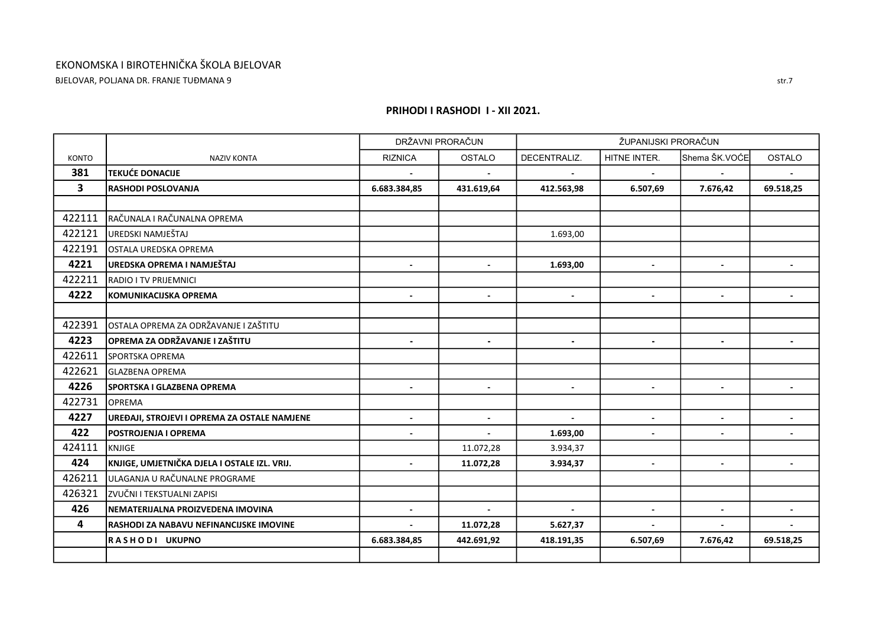EKONOMSKA I BIROTEHNIČKA ŠKOLA BJELOVAR

BJELOVAR, POLJANA DR. FRANJE TUĐMANA 9

## PRIHODI I RASHODI I - XII 2021.

| KONTO | NAZIV KONTA | DRŽAVNI PRORAČUN | | ŽUPANIJSKI PRORAČUN | | | |
|---|---|---|---|---|---|---|---|
| | | RIZNICA | OSTALO | DECENTRALIZ. | HITNE INTER. | Shema ŠK.VOĆE | OSTALO |
| **381** | **TEKUĆE DONACIJE** | - | - | - | - | - | - |
| **3** | **RASHODI POSLOVANJA** | **6.683.384,85** | **431.619,64** | **412.563,98** | **6.507,69** | **7.676,42** | **69.518,25** |
| | | | | | | | |
| 422111 | RAČUNALA I RAČUNALNA OPREMA | | | | | | |
| 422121 | UREDSKI NAMJEŠTAJ | | | 1.693,00 | | | |
| 422191 | OSTALA UREDSKA OPREMA | | | | | | |
| **4221** | **UREDSKA OPREMA I NAMJEŠTAJ** | - | - | **1.693,00** | - | - | - |
| 422211 | RADIO I TV PRIJEMNICI | | | | | | |
| **4222** | **KOMUNIKACIJSKA OPREMA** | - | - | - | - | - | - |
| | | | | | | | |
| 422391 | OSTALA OPREMA ZA ODRŽAVANJE I ZAŠTITU | | | | | | |
| **4223** | **OPREMA ZA ODRŽAVANJE I ZAŠTITU** | - | - | - | - | - | - |
| 422611 | SPORTSKA OPREMA | | | | | | |
| 422621 | GLAZBENA OPREMA | | | | | | |
| **4226** | **SPORTSKA I GLAZBENA OPREMA** | - | - | - | - | - | - |
| 422731 | OPREMA | | | | | | |
| **4227** | **UREĐAJI, STROJEVI I OPREMA ZA OSTALE NAMJENE** | - | - | - | - | - | - |
| **422** | **POSTROJENJA I OPREMA** | - | - | **1.693,00** | - | - | - |
| 424111 | KNJIGE | | 11.072,28 | 3.934,37 | | | |
| **424** | **KNJIGE, UMJETNIČKA DJELA I OSTALE IZL. VRIJ.** | - | **11.072,28** | **3.934,37** | - | - | - |
| 426211 | ULAGANJA U RAČUNALNE PROGRAME | | | | | | |
| 426321 | ZVUČNI I TEKSTUALNI ZAPISI | | | | | | |
| **426** | **NEMATERIJALNA PROIZVEDENA IMOVINA** | - | - | - | - | - | - |
| **4** | **RASHODI ZA NABAVU NEFINANCIJSKE IMOVINE** | - | **11.072,28** | **5.627,37** | - | - | - |
| | **R A S H O D I   UKUPNO** | **6.683.384,85** | **442.691,92** | **418.191,35** | **6.507,69** | **7.676,42** | **69.518,25** |
| | | | | | | | |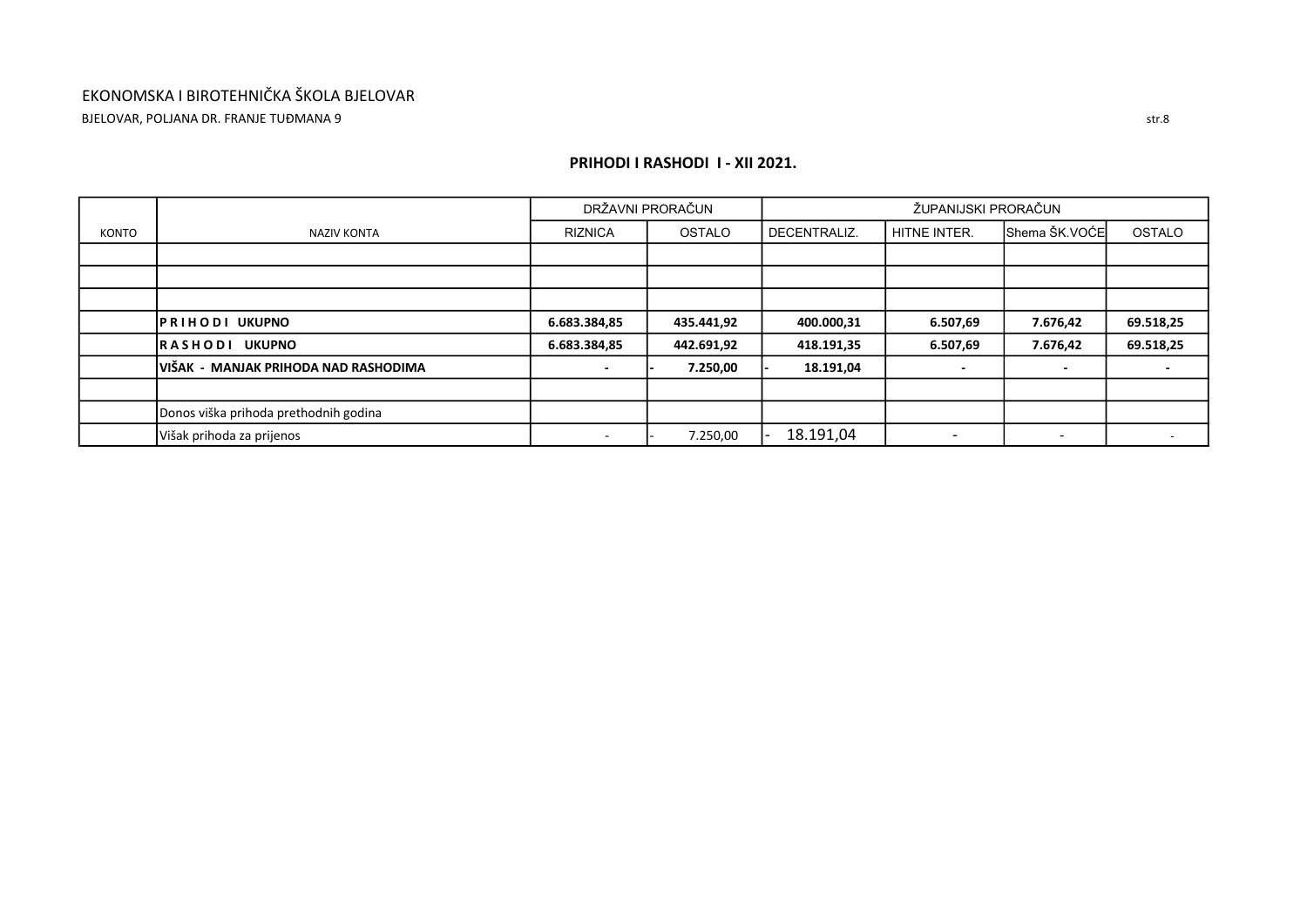EKONOMSKA I BIROTEHNIČKA ŠKOLA BJELOVAR

BJELOVAR, POLJANA DR. FRANJE TUĐMANA 9

str.8

## PRIHODI I RASHODI I - XII 2021.

| KONTO | NAZIV KONTA | DRŽAVNI PRORAČUN | | ŽUPANIJSKI PRORAČUN | | | |
|---|---|---|---|---|---|---|---|
| | | RIZNICA | OSTALO | DECENTRALIZ. | HITNE INTER. | Shema ŠK.VOĆE | OSTALO |
| | | | | | | | |
| | | | | | | | |
| | | | | | | | |
| | **P R I H O D I UKUPNO** | **6.683.384,85** | **435.441,92** | **400.000,31** | **6.507,69** | **7.676,42** | **69.518,25** |
| | **R A S H O D I UKUPNO** | **6.683.384,85** | **442.691,92** | **418.191,35** | **6.507,69** | **7.676,42** | **69.518,25** |
| | **VIŠAK - MANJAK PRIHODA NAD RASHODIMA** | **-** | **- 7.250,00** | **- 18.191,04** | **-** | **-** | **-** |
| | | | | | | | |
| | Donos viška prihoda prethodnih godina | | | | | | |
| | Višak prihoda za prijenos | - | - 7.250,00 | - 18.191,04 | - | - | - |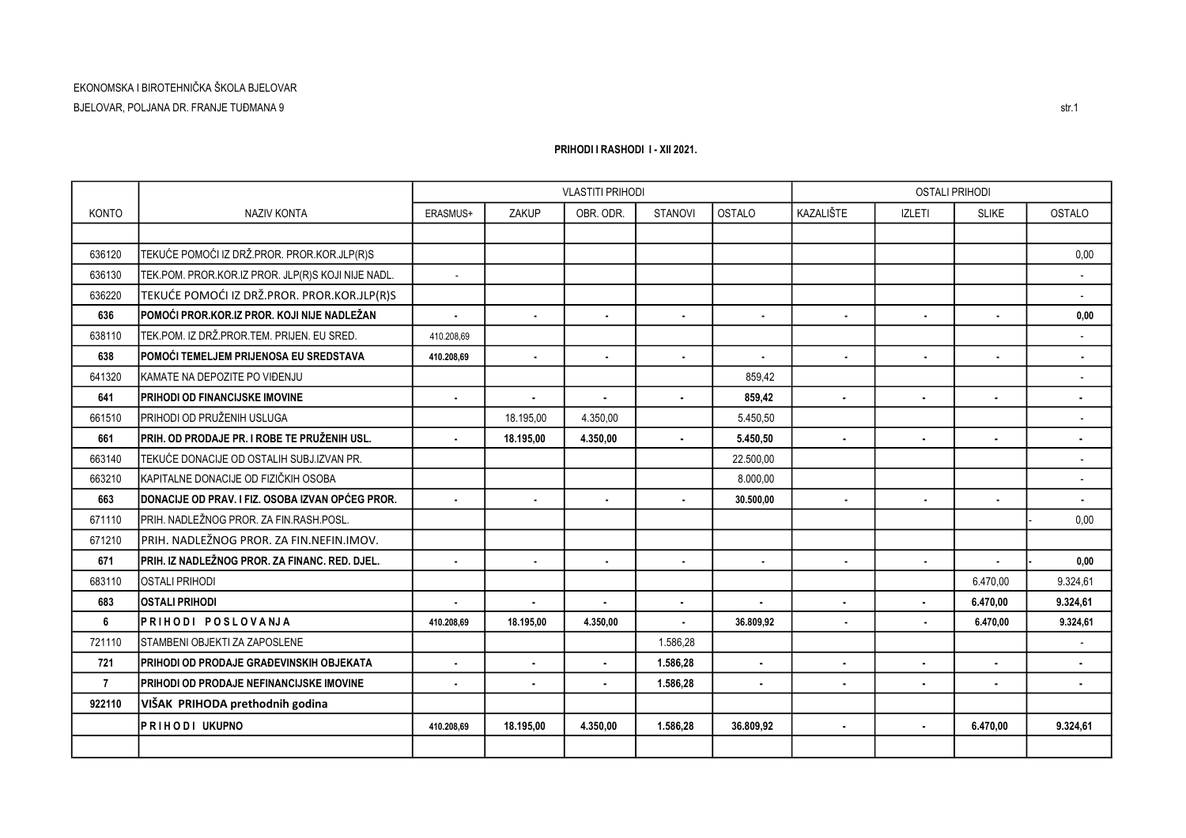EKONOMSKA I BIROTEHNIČKA ŠKOLA BJELOVAR

BJELOVAR, POLJANA DR. FRANJE TUĐMANA 9

### PRIHODI I RASHODI I - XII 2021.

| KONTO | NAZIV KONTA | VLASTITI PRIHODI | | | | | OSTALI PRIHODI | | | |
|---|---|---|---|---|---|---|---|---|---|---|
| | | ERASMUS+ | ZAKUP | OBR. ODR. | STANOVI | OSTALO | KAZALIŠTE | IZLETI | SLIKE | OSTALO |
| | | | | | | | | | | |
| 636120 | TEKUĆE POMOĆI IZ DRŽ.PROR. PROR.KOR.JLP(R)S | | | | | | | | | 0,00 |
| 636130 | TEK.POM. PROR.KOR.IZ PROR. JLP(R)S KOJI NIJE NADL. | - | | | | | | | | - |
| 636220 | TEKUĆE POMOĆI IZ DRŽ.PROR. PROR.KOR.JLP(R)S | | | | | | | | | - |
| **636** | **POMOĆI PROR.KOR.IZ PROR. KOJI NIJE NADLEŽAN** | **-** | **-** | **-** | **-** | **-** | **-** | **-** | **-** | **0,00** |
| 638110 | TEK.POM. IZ DRŽ.PROR.TEM. PRIJEN. EU SRED. | 410.208,69 | | | | | | | | - |
| **638** | **POMOĆI TEMELJEM PRIJENOSA EU SREDSTAVA** | **410.208,69** | **-** | **-** | **-** | **-** | **-** | **-** | **-** | **-** |
| 641320 | KAMATE NA DEPOZITE PO VIĐENJU | | | | | 859,42 | | | | - |
| **641** | **PRIHODI OD FINANCIJSKE IMOVINE** | **-** | **-** | **-** | **-** | **859,42** | **-** | **-** | **-** | **-** |
| 661510 | PRIHODI OD PRUŽENIH USLUGA | | 18.195,00 | 4.350,00 | | 5.450,50 | | | | - |
| **661** | **PRIH. OD PRODAJE PR. I ROBE TE PRUŽENIH USL.** | **-** | **18.195,00** | **4.350,00** | **-** | **5.450,50** | **-** | **-** | **-** | **-** |
| 663140 | TEKUĆE DONACIJE OD OSTALIH SUBJ.IZVAN PR. | | | | | 22.500,00 | | | | - |
| 663210 | KAPITALNE DONACIJE OD FIZIČKIH OSOBA | | | | | 8.000,00 | | | | - |
| **663** | **DONACIJE OD PRAV. I FIZ. OSOBA IZVAN OPĆEG PROR.** | **-** | **-** | **-** | **-** | **30.500,00** | **-** | **-** | **-** | **-** |
| 671110 | PRIH. NADLEŽNOG PROR. ZA FIN.RASH.POSL. | | | | | | | | | - 0,00 |
| 671210 | PRIH. NADLEŽNOG PROR. ZA FIN.NEFIN.IMOV. | | | | | | | | | |
| **671** | **PRIH. IZ NADLEŽNOG PROR. ZA FINANC. RED. DJEL.** | **-** | **-** | **-** | **-** | **-** | **-** | **-** | **-** | **- 0,00** |
| 683110 | OSTALI PRIHODI | | | | | | | | 6.470,00 | 9.324,61 |
| **683** | **OSTALI PRIHODI** | **-** | **-** | **-** | **-** | **-** | **-** | **-** | **6.470,00** | **9.324,61** |
| **6** | **P R I H O D I   P O S L O V A N J A** | **410.208,69** | **18.195,00** | **4.350,00** | **-** | **36.809,92** | **-** | **-** | **6.470,00** | **9.324,61** |
| 721110 | STAMBENI OBJEKTI ZA ZAPOSLENE | | | | 1.586,28 | | | | | - |
| **721** | **PRIHODI OD PRODAJE GRAĐEVINSKIH OBJEKATA** | **-** | **-** | **-** | **1.586,28** | **-** | **-** | **-** | **-** | **-** |
| **7** | **PRIHODI OD PRODAJE NEFINANCIJSKE IMOVINE** | **-** | **-** | **-** | **1.586,28** | **-** | **-** | **-** | **-** | **-** |
| **922110** | **VIŠAK PRIHODA prethodnih godina** | | | | | | | | | |
| | **P R I H O D I   UKUPNO** | **410.208,69** | **18.195,00** | **4.350,00** | **1.586,28** | **36.809,92** | **-** | **-** | **6.470,00** | **9.324,61** |
| | | | | | | | | | | |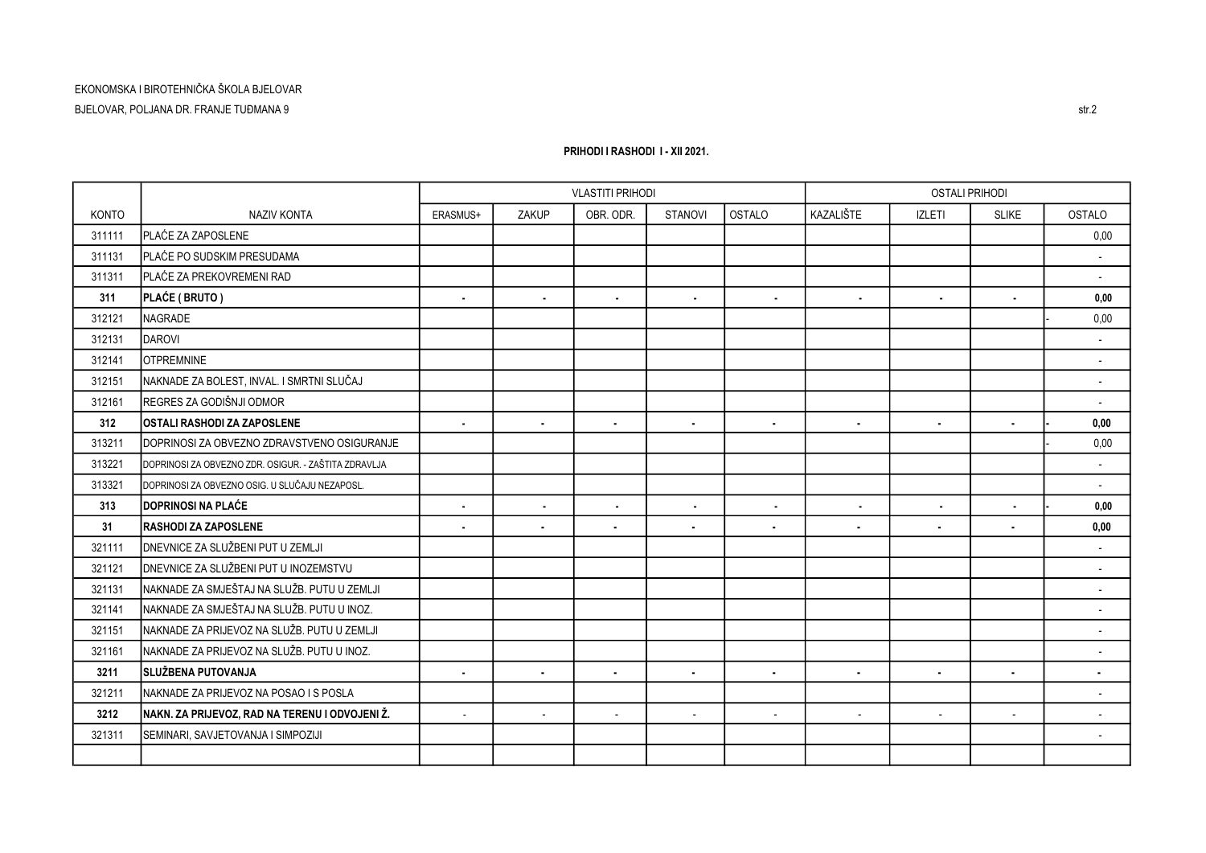EKONOMSKA I BIROTEHNIČKA ŠKOLA BJELOVAR

BJELOVAR, POLJANA DR. FRANJE TUĐMANA 9

**PRIHODI I RASHODI I - XII 2021.**

| | | VLASTITI PRIHODI | | | | | OSTALI PRIHODI | | | |
|---|---|---|---|---|---|---|---|---|---|---|
| KONTO | NAZIV KONTA | ERASMUS+ | ZAKUP | OBR. ODR. | STANOVI | OSTALO | KAZALIŠTE | IZLETI | SLIKE | OSTALO |
| 311111 | PLAĆE ZA ZAPOSLENE | | | | | | | | | 0,00 |
| 311131 | PLAĆE PO SUDSKIM PRESUDAMA | | | | | | | | | - |
| 311311 | PLAĆE ZA PREKOVREMENI RAD | | | | | | | | | - |
| **311** | **PLAĆE ( BRUTO )** | **-** | **-** | **-** | **-** | **-** | **-** | **-** | **-** | **0,00** |
| 312121 | NAGRADE | | | | | | | | | - 0,00 |
| 312131 | DAROVI | | | | | | | | | - |
| 312141 | OTPREMNINE | | | | | | | | | - |
| 312151 | NAKNADE ZA BOLEST, INVAL. I SMRTNI SLUČAJ | | | | | | | | | - |
| 312161 | REGRES ZA GODIŠNJI ODMOR | | | | | | | | | - |
| **312** | **OSTALI RASHODI ZA ZAPOSLENE** | **-** | **-** | **-** | **-** | **-** | **-** | **-** | **-** | **- 0,00** |
| 313211 | DOPRINOSI ZA OBVEZNO ZDRAVSTVENO OSIGURANJE | | | | | | | | | - 0,00 |
| 313221 | DOPRINOSI ZA OBVEZNO ZDR. OSIGUR. - ZAŠTITA ZDRAVLJA | | | | | | | | | - |
| 313321 | DOPRINOSI ZA OBVEZNO OSIG. U SLUČAJU NEZAPOSL. | | | | | | | | | - |
| **313** | **DOPRINOSI NA PLAĆE** | **-** | **-** | **-** | **-** | **-** | **-** | **-** | **-** | **- 0,00** |
| **31** | **RASHODI ZA ZAPOSLENE** | **-** | **-** | **-** | **-** | **-** | **-** | **-** | **-** | **0,00** |
| 321111 | DNEVNICE ZA SLUŽBENI PUT U ZEMLJI | | | | | | | | | - |
| 321121 | DNEVNICE ZA SLUŽBENI PUT U INOZEMSTVU | | | | | | | | | - |
| 321131 | NAKNADE ZA SMJEŠTAJ NA SLUŽB. PUTU U ZEMLJI | | | | | | | | | - |
| 321141 | NAKNADE ZA SMJEŠTAJ NA SLUŽB. PUTU U INOZ. | | | | | | | | | - |
| 321151 | NAKNADE ZA PRIJEVOZ NA SLUŽB. PUTU U ZEMLJI | | | | | | | | | - |
| 321161 | NAKNADE ZA PRIJEVOZ NA SLUŽB. PUTU U INOZ. | | | | | | | | | - |
| **3211** | **SLUŽBENA PUTOVANJA** | **-** | **-** | **-** | **-** | **-** | **-** | **-** | **-** | **-** |
| 321211 | NAKNADE ZA PRIJEVOZ NA POSAO I S POSLA | | | | | | | | | - |
| **3212** | **NAKN. ZA PRIJEVOZ, RAD NA TERENU I ODVOJENI Ž.** | - | - | - | - | - | - | - | - | - |
| 321311 | SEMINARI, SAVJETOVANJA I SIMPOZIJI | | | | | | | | | - |
| | | | | | | | | | | |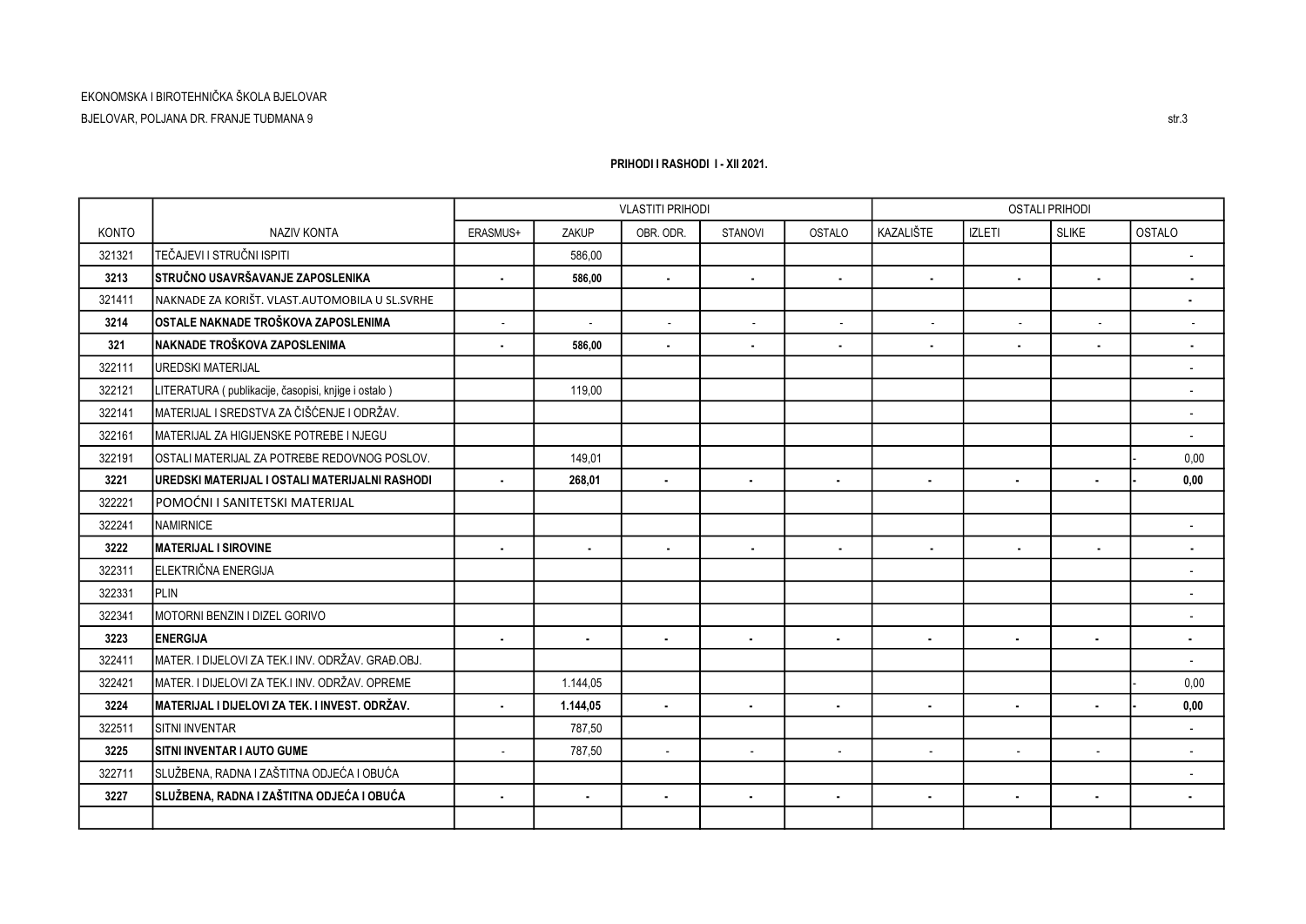EKONOMSKA I BIROTEHNIČKA ŠKOLA BJELOVAR

BJELOVAR, POLJANA DR. FRANJE TUĐMANA 9

**PRIHODI I RASHODI I - XII 2021.**

| KONTO | NAZIV KONTA | VLASTITI PRIHODI | | | | | OSTALI PRIHODI | | | |
|---|---|---|---|---|---|---|---|---|---|---|
| | | ERASMUS+ | ZAKUP | OBR. ODR. | STANOVI | OSTALO | KAZALIŠTE | IZLETI | SLIKE | OSTALO |
| 321321 | TEČAJEVI I STRUČNI ISPITI | | 586,00 | | | | | | | - |
| **3213** | **STRUČNO USAVRŠAVANJE ZAPOSLENIKA** | **-** | **586,00** | **-** | **-** | **-** | **-** | **-** | **-** | **-** |
| 321411 | NAKNADE ZA KORIŠT. VLAST.AUTOMOBILA U SL.SVRHE | | | | | | | | | **-** |
| **3214** | **OSTALE NAKNADE TROŠKOVA ZAPOSLENIMA** | - | - | - | - | - | - | - | - | - |
| **321** | **NAKNADE TROŠKOVA ZAPOSLENIMA** | **-** | **586,00** | **-** | **-** | **-** | **-** | **-** | **-** | **-** |
| 322111 | UREDSKI MATERIJAL | | | | | | | | | - |
| 322121 | LITERATURA ( publikacije, časopisi, knjige i ostalo ) | | 119,00 | | | | | | | - |
| 322141 | MATERIJAL I SREDSTVA ZA ČIŠĆENJE I ODRŽAV. | | | | | | | | | - |
| 322161 | MATERIJAL ZA HIGIJENSKE POTREBE I NJEGU | | | | | | | | | - |
| 322191 | OSTALI MATERIJAL ZA POTREBE REDOVNOG POSLOV. | | 149,01 | | | | | | | - 0,00 |
| **3221** | **UREDSKI MATERIJAL I OSTALI MATERIJALNI RASHODI** | **-** | **268,01** | **-** | **-** | **-** | **-** | **-** | **-** | **- 0,00** |
| 322221 | POMOĆNI I SANITETSKI MATERIJAL | | | | | | | | | |
| 322241 | NAMIRNICE | | | | | | | | | - |
| **3222** | **MATERIJAL I SIROVINE** | **-** | **-** | **-** | **-** | **-** | **-** | **-** | **-** | **-** |
| 322311 | ELEKTRIČNA ENERGIJA | | | | | | | | | - |
| 322331 | PLIN | | | | | | | | | - |
| 322341 | MOTORNI BENZIN I DIZEL GORIVO | | | | | | | | | - |
| **3223** | **ENERGIJA** | **-** | **-** | **-** | **-** | **-** | **-** | **-** | **-** | **-** |
| 322411 | MATER. I DIJELOVI ZA TEK.I INV. ODRŽAV. GRAĐ.OBJ. | | | | | | | | | - |
| 322421 | MATER. I DIJELOVI ZA TEK.I INV. ODRŽAV. OPREME | | 1.144,05 | | | | | | | - 0,00 |
| **3224** | **MATERIJAL I DIJELOVI ZA TEK. I INVEST. ODRŽAV.** | **-** | **1.144,05** | **-** | **-** | **-** | **-** | **-** | **-** | **- 0,00** |
| 322511 | SITNI INVENTAR | | 787,50 | | | | | | | - |
| **3225** | **SITNI INVENTAR I AUTO GUME** | - | 787,50 | - | - | - | - | - | - | - |
| 322711 | SLUŽBENA, RADNA I ZAŠTITNA ODJEĆA I OBUĆA | | | | | | | | | - |
| **3227** | **SLUŽBENA, RADNA I ZAŠTITNA ODJEĆA I OBUĆA** | **-** | **-** | **-** | **-** | **-** | **-** | **-** | **-** | **-** |
| | | | | | | | | | | |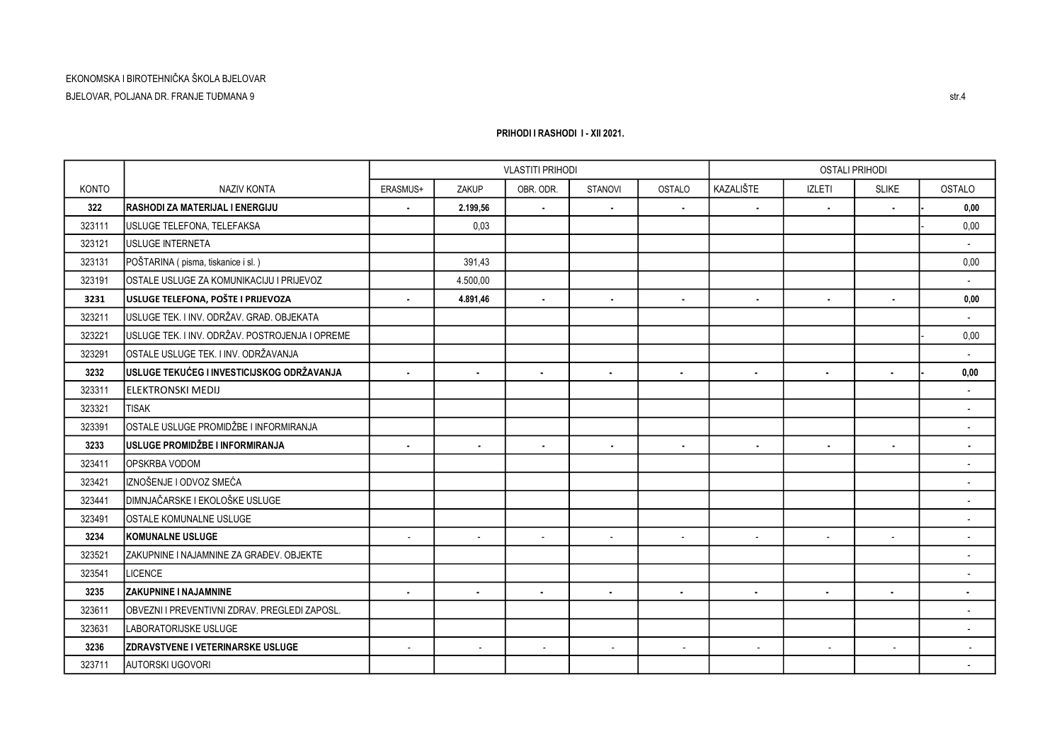EKONOMSKA I BIROTEHNIČKA ŠKOLA BJELOVAR

BJELOVAR, POLJANA DR. FRANJE TUĐMANA 9

**PRIHODI I RASHODI I - XII 2021.**

| KONTO | NAZIV KONTA | VLASTITI PRIHODI | | | | | OSTALI PRIHODI | | | |
|---|---|---|---|---|---|---|---|---|---|---|
| | | ERASMUS+ | ZAKUP | OBR. ODR. | STANOVI | OSTALO | KAZALIŠTE | IZLETI | SLIKE | OSTALO |
| **322** | **RASHODI ZA MATERIJAL I ENERGIJU** | **-** | **2.199,56** | **-** | **-** | **-** | **-** | **-** | **-** | **- 0,00** |
| 323111 | USLUGE TELEFONA, TELEFAKSA | | 0,03 | | | | | | | - 0,00 |
| 323121 | USLUGE INTERNETA | | | | | | | | | - |
| 323131 | POŠTARINA ( pisma, tiskanice i sl. ) | | 391,43 | | | | | | | 0,00 |
| 323191 | OSTALE USLUGE ZA KOMUNIKACIJU I PRIJEVOZ | | 4.500,00 | | | | | | | - |
| **3231** | **USLUGE TELEFONA, POŠTE I PRIJEVOZA** | **-** | **4.891,46** | **-** | **-** | **-** | **-** | **-** | **-** | **0,00** |
| 323211 | USLUGE TEK. I INV. ODRŽAV. GRAĐ. OBJEKATA | | | | | | | | | - |
| 323221 | USLUGE TEK. I INV. ODRŽAV. POSTROJENJA I OPREME | | | | | | | | | - 0,00 |
| 323291 | OSTALE USLUGE TEK. I INV. ODRŽAVANJA | | | | | | | | | - |
| **3232** | **USLUGE TEKUĆEG I INVESTICIJSKOG ODRŽAVANJA** | **-** | **-** | **-** | **-** | **-** | **-** | **-** | **-** | **- 0,00** |
| 323311 | ELEKTRONSKI MEDIJ | | | | | | | | | - |
| 323321 | TISAK | | | | | | | | | - |
| 323391 | OSTALE USLUGE PROMIDŽBE I INFORMIRANJA | | | | | | | | | - |
| **3233** | **USLUGE PROMIDŽBE I INFORMIRANJA** | **-** | **-** | **-** | **-** | **-** | **-** | **-** | **-** | **-** |
| 323411 | OPSKRBA VODOM | | | | | | | | | - |
| 323421 | IZNOŠENJE I ODVOZ SMEĆA | | | | | | | | | - |
| 323441 | DIMNJAČARSKE I EKOLOŠKE USLUGE | | | | | | | | | - |
| 323491 | OSTALE KOMUNALNE USLUGE | | | | | | | | | - |
| **3234** | **KOMUNALNE USLUGE** | - | - | - | - | - | - | - | - | - |
| 323521 | ZAKUPNINE I NAJAMNINE ZA GRAĐEV. OBJEKTE | | | | | | | | | - |
| 323541 | LICENCE | | | | | | | | | - |
| **3235** | **ZAKUPNINE I NAJAMNINE** | **-** | **-** | **-** | **-** | **-** | **-** | **-** | **-** | **-** |
| 323611 | OBVEZNI I PREVENTIVNI ZDRAV. PREGLEDI ZAPOSL. | | | | | | | | | - |
| 323631 | LABORATORIJSKE USLUGE | | | | | | | | | - |
| **3236** | **ZDRAVSTVENE I VETERINARSKE USLUGE** | - | - | - | - | - | - | - | - | - |
| 323711 | AUTORSKI UGOVORI | | | | | | | | | - |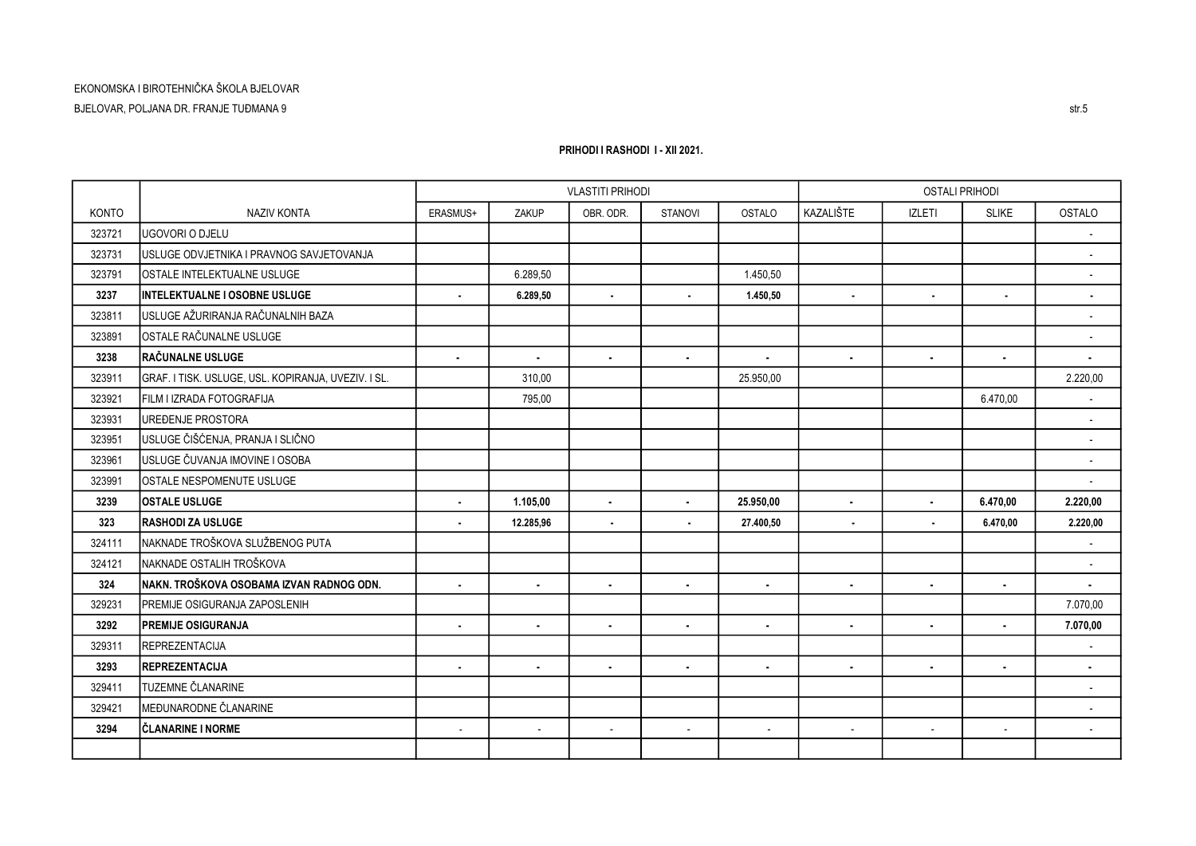EKONOMSKA I BIROTEHNIČKA ŠKOLA BJELOVAR

BJELOVAR, POLJANA DR. FRANJE TUĐMANA 9

**PRIHODI I RASHODI I - XII 2021.**

| KONTO | NAZIV KONTA | VLASTITI PRIHODI | | | | | OSTALI PRIHODI | | | |
|---|---|---|---|---|---|---|---|---|---|---|
| | | ERASMUS+ | ZAKUP | OBR. ODR. | STANOVI | OSTALO | KAZALIŠTE | IZLETI | SLIKE | OSTALO |
| 323721 | UGOVORI O DJELU | | | | | | | | | - |
| 323731 | USLUGE ODVJETNIKA I PRAVNOG SAVJETOVANJA | | | | | | | | | - |
| 323791 | OSTALE INTELEKTUALNE USLUGE | | 6.289,50 | | | 1.450,50 | | | | - |
| **3237** | **INTELEKTUALNE I OSOBNE USLUGE** | **-** | **6.289,50** | **-** | **-** | **1.450,50** | **-** | **-** | **-** | **-** |
| 323811 | USLUGE AŽURIRANJA RAČUNALNIH BAZA | | | | | | | | | - |
| 323891 | OSTALE RAČUNALNE USLUGE | | | | | | | | | - |
| **3238** | **RAČUNALNE USLUGE** | **-** | **-** | **-** | **-** | **-** | **-** | **-** | **-** | **-** |
| 323911 | GRAF. I TISK. USLUGE, USL. KOPIRANJA, UVEZIV. I SL. | | 310,00 | | | 25.950,00 | | | | 2.220,00 |
| 323921 | FILM I IZRADA FOTOGRAFIJA | | 795,00 | | | | | | 6.470,00 | - |
| 323931 | UREĐENJE PROSTORA | | | | | | | | | - |
| 323951 | USLUGE ČIŠĆENJA, PRANJA I SLIČNO | | | | | | | | | - |
| 323961 | USLUGE ČUVANJA IMOVINE I OSOBA | | | | | | | | | - |
| 323991 | OSTALE NESPOMENUTE USLUGE | | | | | | | | | - |
| **3239** | **OSTALE USLUGE** | **-** | **1.105,00** | **-** | **-** | **25.950,00** | **-** | **-** | **6.470,00** | **2.220,00** |
| **323** | **RASHODI ZA USLUGE** | **-** | **12.285,96** | **-** | **-** | **27.400,50** | **-** | **-** | **6.470,00** | **2.220,00** |
| 324111 | NAKNADE TROŠKOVA SLUŽBENOG PUTA | | | | | | | | | - |
| 324121 | NAKNADE OSTALIH TROŠKOVA | | | | | | | | | - |
| **324** | **NAKN. TROŠKOVA OSOBAMA IZVAN RADNOG ODN.** | **-** | **-** | **-** | **-** | **-** | **-** | **-** | **-** | **-** |
| 329231 | PREMIJE OSIGURANJA ZAPOSLENIH | | | | | | | | | 7.070,00 |
| **3292** | **PREMIJE OSIGURANJA** | **-** | **-** | **-** | **-** | **-** | **-** | **-** | **-** | **7.070,00** |
| 329311 | REPREZENTACIJA | | | | | | | | | - |
| **3293** | **REPREZENTACIJA** | **-** | **-** | **-** | **-** | **-** | **-** | **-** | **-** | **-** |
| 329411 | TUZEMNE ČLANARINE | | | | | | | | | - |
| 329421 | MEĐUNARODNE ČLANARINE | | | | | | | | | - |
| **3294** | **ČLANARINE I NORME** | - | - | - | - | - | - | - | - | - |
| | | | | | | | | | | |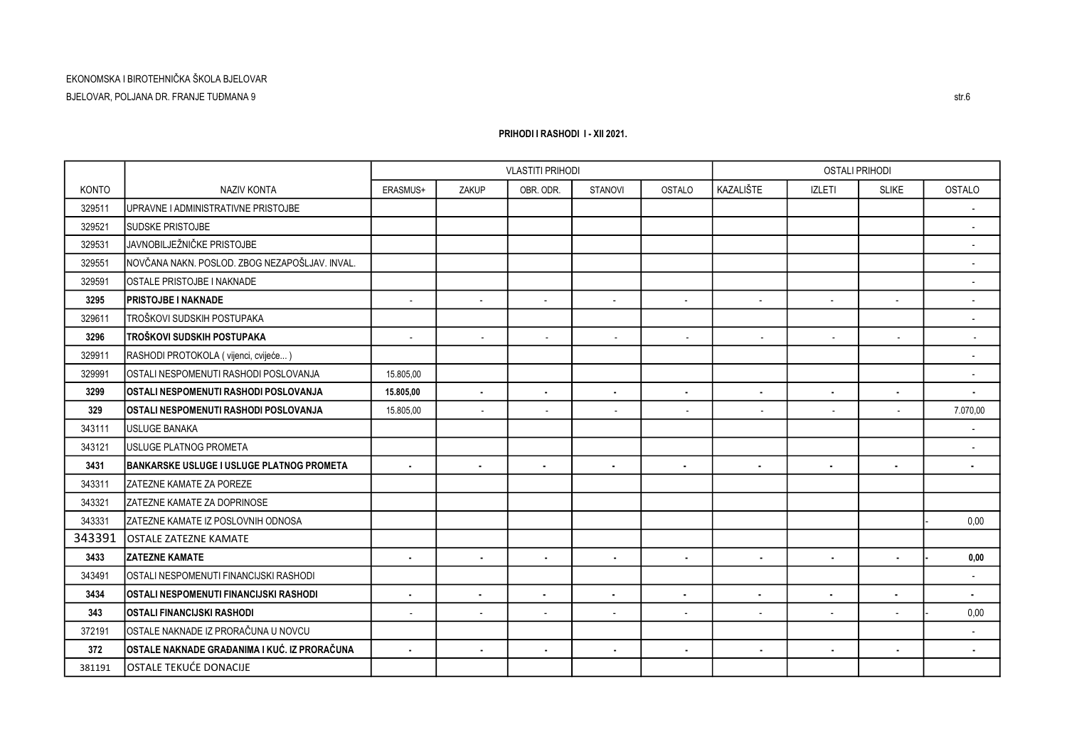EKONOMSKA I BIROTEHNIČKA ŠKOLA BJELOVAR

BJELOVAR, POLJANA DR. FRANJE TUĐMANA 9

**PRIHODI I RASHODI I - XII 2021.**

| | | VLASTITI PRIHODI | | | | | OSTALI PRIHODI | | | |
|---|---|---|---|---|---|---|---|---|---|---|
| KONTO | NAZIV KONTA | ERASMUS+ | ZAKUP | OBR. ODR. | STANOVI | OSTALO | KAZALIŠTE | IZLETI | SLIKE | OSTALO |
| 329511 | UPRAVNE I ADMINISTRATIVNE PRISTOJBE | | | | | | | | | - |
| 329521 | SUDSKE PRISTOJBE | | | | | | | | | - |
| 329531 | JAVNOBILJEŽNIČKE PRISTOJBE | | | | | | | | | - |
| 329551 | NOVČANA NAKN. POSLOD. ZBOG NEZAPOŠLJAV. INVAL. | | | | | | | | | - |
| 329591 | OSTALE PRISTOJBE I NAKNADE | | | | | | | | | - |
| **3295** | **PRISTOJBE I NAKNADE** | - | - | - | - | - | - | - | - | - |
| 329611 | TROŠKOVI SUDSKIH POSTUPAKA | | | | | | | | | - |
| **3296** | **TROŠKOVI SUDSKIH POSTUPAKA** | - | - | - | - | - | - | - | - | - |
| 329911 | RASHODI PROTOKOLA ( vijenci, cvijeće... ) | | | | | | | | | - |
| 329991 | OSTALI NESPOMENUTI RASHODI POSLOVANJA | 15.805,00 | | | | | | | | - |
| **3299** | **OSTALI NESPOMENUTI RASHODI POSLOVANJA** | **15.805,00** | **-** | **-** | **-** | **-** | **-** | **-** | **-** | **-** |
| **329** | **OSTALI NESPOMENUTI RASHODI POSLOVANJA** | 15.805,00 | - | - | - | - | - | - | - | 7.070,00 |
| 343111 | USLUGE BANAKA | | | | | | | | | - |
| 343121 | USLUGE PLATNOG PROMETA | | | | | | | | | - |
| **3431** | **BANKARSKE USLUGE I USLUGE PLATNOG PROMETA** | **-** | **-** | **-** | **-** | **-** | **-** | **-** | **-** | **-** |
| 343311 | ZATEZNE KAMATE ZA POREZE | | | | | | | | | |
| 343321 | ZATEZNE KAMATE ZA DOPRINOSE | | | | | | | | | |
| 343331 | ZATEZNE KAMATE IZ POSLOVNIH ODNOSA | | | | | | | | | - 0,00 |
| 343391 | OSTALE ZATEZNE KAMATE | | | | | | | | | |
| **3433** | **ZATEZNE KAMATE** | **-** | **-** | **-** | **-** | **-** | **-** | **-** | **-** | **- 0,00** |
| 343491 | OSTALI NESPOMENUTI FINANCIJSKI RASHODI | | | | | | | | | - |
| **3434** | **OSTALI NESPOMENUTI FINANCIJSKI RASHODI** | **-** | **-** | **-** | **-** | **-** | **-** | **-** | **-** | **-** |
| **343** | **OSTALI FINANCIJSKI RASHODI** | - | - | - | - | - | - | - | - | - 0,00 |
| 372191 | OSTALE NAKNADE IZ PRORAČUNA U NOVCU | | | | | | | | | - |
| **372** | **OSTALE NAKNADE GRAĐANIMA I KUĆ. IZ PRORAČUNA** | **-** | **-** | **-** | **-** | **-** | **-** | **-** | **-** | **-** |
| 381191 | OSTALE TEKUĆE DONACIJE | | | | | | | | | |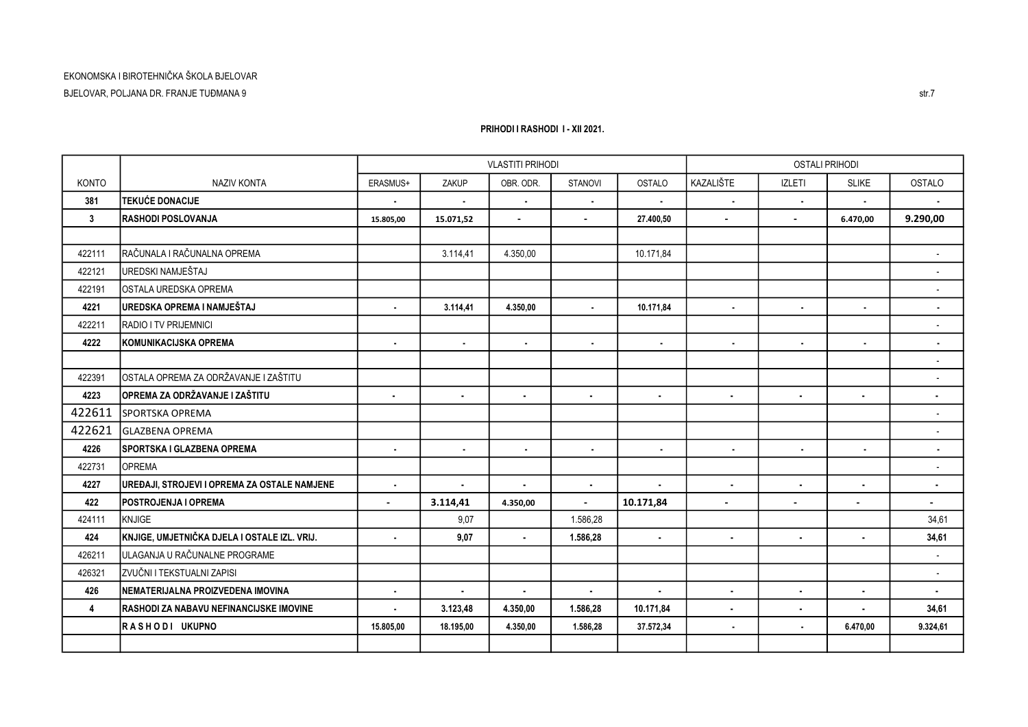EKONOMSKA I BIROTEHNIČKA ŠKOLA BJELOVAR

BJELOVAR, POLJANA DR. FRANJE TUĐMANA 9

**PRIHODI I RASHODI I - XII 2021.**

| | | VLASTITI PRIHODI | | | | | OSTALI PRIHODI | | | |
|---|---|---|---|---|---|---|---|---|---|---|
| KONTO | NAZIV KONTA | ERASMUS+ | ZAKUP | OBR. ODR. | STANOVI | OSTALO | KAZALIŠTE | IZLETI | SLIKE | OSTALO |
| **381** | **TEKUĆE DONACIJE** | - | - | - | - | - | - | - | - | - |
| **3** | **RASHODI POSLOVANJA** | **15.805,00** | **15.071,52** | - | - | **27.400,50** | - | - | **6.470,00** | **9.290,00** |
| | | | | | | | | | | |
| 422111 | RAČUNALA I RAČUNALNA OPREMA | | 3.114,41 | 4.350,00 | | 10.171,84 | | | | - |
| 422121 | UREDSKI NAMJEŠTAJ | | | | | | | | | - |
| 422191 | OSTALA UREDSKA OPREMA | | | | | | | | | - |
| **4221** | **UREDSKA OPREMA I NAMJEŠTAJ** | - | **3.114,41** | **4.350,00** | - | **10.171,84** | - | - | - | - |
| 422211 | RADIO I TV PRIJEMNICI | | | | | | | | | - |
| **4222** | **KOMUNIKACIJSKA OPREMA** | - | - | - | - | - | - | - | - | - |
| | | | | | | | | | | - |
| 422391 | OSTALA OPREMA ZA ODRŽAVANJE I ZAŠTITU | | | | | | | | | - |
| **4223** | **OPREMA ZA ODRŽAVANJE I ZAŠTITU** | - | - | - | - | - | - | - | - | - |
| 422611 | SPORTSKA OPREMA | | | | | | | | | - |
| 422621 | GLAZBENA OPREMA | | | | | | | | | - |
| **4226** | **SPORTSKA I GLAZBENA OPREMA** | - | - | - | - | - | - | - | - | - |
| 422731 | OPREMA | | | | | | | | | - |
| **4227** | **UREĐAJI, STROJEVI I OPREMA ZA OSTALE NAMJENE** | - | - | - | - | - | - | - | - | - |
| **422** | **POSTROJENJA I OPREMA** | - | **3.114,41** | **4.350,00** | - | **10.171,84** | - | - | - | - |
| 424111 | KNJIGE | | 9,07 | | 1.586,28 | | | | | 34,61 |
| **424** | **KNJIGE, UMJETNIČKA DJELA I OSTALE IZL. VRIJ.** | - | **9,07** | - | **1.586,28** | - | - | - | - | **34,61** |
| 426211 | ULAGANJA U RAČUNALNE PROGRAME | | | | | | | | | - |
| 426321 | ZVUČNI I TEKSTUALNI ZAPISI | | | | | | | | | - |
| **426** | **NEMATERIJALNA PROIZVEDENA IMOVINA** | - | - | - | - | - | - | - | - | - |
| **4** | **RASHODI ZA NABAVU NEFINANCIJSKE IMOVINE** | - | **3.123,48** | **4.350,00** | **1.586,28** | **10.171,84** | - | - | - | **34,61** |
| | **R A S H O D I UKUPNO** | **15.805,00** | **18.195,00** | **4.350,00** | **1.586,28** | **37.572,34** | - | - | **6.470,00** | **9.324,61** |
| | | | | | | | | | | |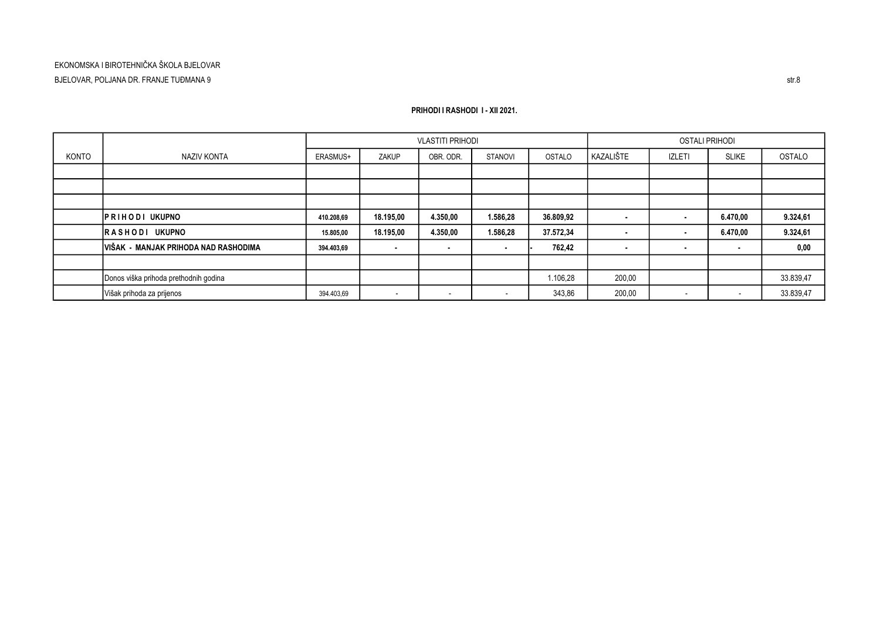EKONOMSKA I BIROTEHNIČKA ŠKOLA BJELOVAR

BJELOVAR, POLJANA DR. FRANJE TUĐMANA 9

**PRIHODI I RASHODI I - XII 2021.**

| KONTO | NAZIV KONTA | VLASTITI PRIHODI | | | | | OSTALI PRIHODI | | | |
|---|---|---|---|---|---|---|---|---|---|---|
| | | ERASMUS+ | ZAKUP | OBR. ODR. | STANOVI | OSTALO | KAZALIŠTE | IZLETI | SLIKE | OSTALO |
| | | | | | | | | | | |
| | | | | | | | | | | |
| | | | | | | | | | | |
| | **P R I H O D I UKUPNO** | **410.208,69** | **18.195,00** | **4.350,00** | **1.586,28** | **36.809,92** | **-** | **-** | **6.470,00** | **9.324,61** |
| | **R A S H O D I UKUPNO** | **15.805,00** | **18.195,00** | **4.350,00** | **1.586,28** | **37.572,34** | **-** | **-** | **6.470,00** | **9.324,61** |
| | **VIŠAK - MANJAK PRIHODA NAD RASHODIMA** | **394.403,69** | **-** | **-** | **-** | **- 762,42** | **-** | **-** | **-** | **0,00** |
| | | | | | | | | | | |
| | Donos viška prihoda prethodnih godina | | | | | 1.106,28 | 200,00 | | | 33.839,47 |
| | Višak prihoda za prijenos | 394.403,69 | - | - | - | 343,86 | 200,00 | - | - | 33.839,47 |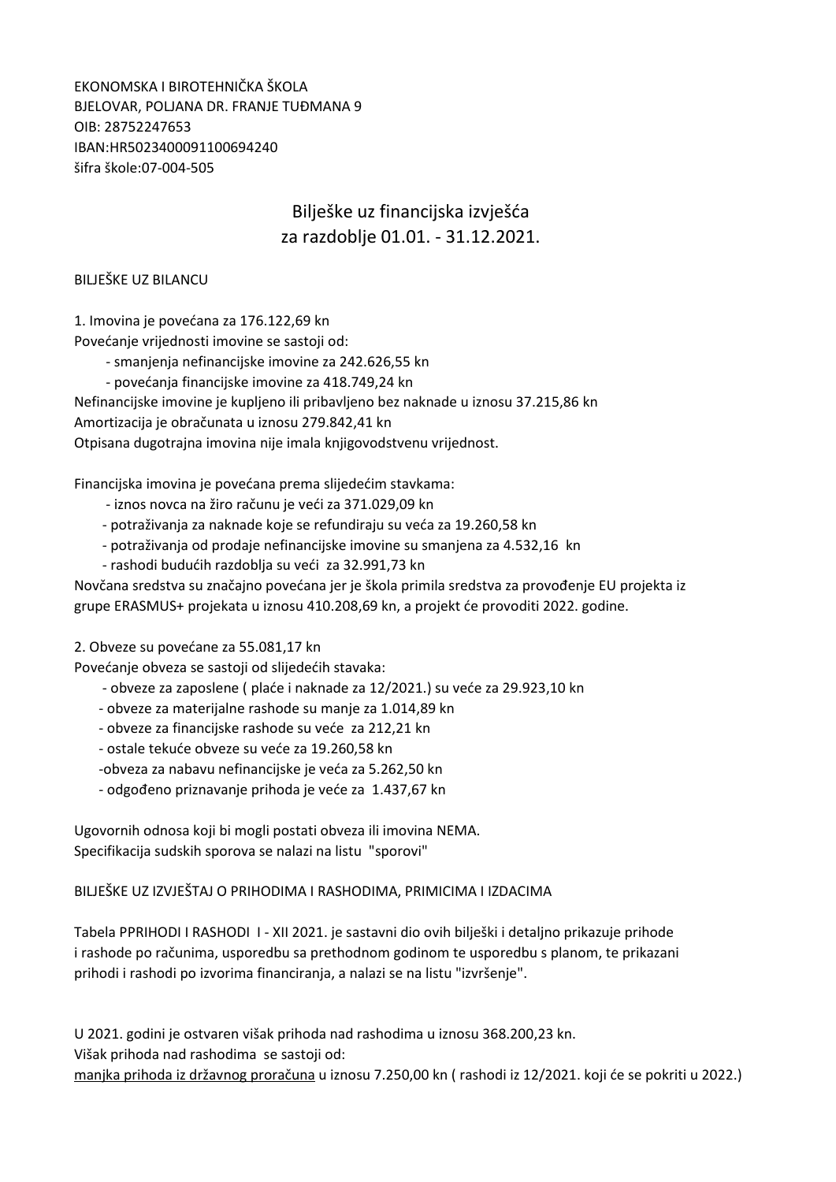EKONOMSKA I BIROTEHNIČKA ŠKOLA
BJELOVAR, POLJANA DR. FRANJE TUĐMANA 9
OIB: 28752247653
IBAN:HR5023400091100694240
šifra škole:07-004-505

# Bilješke uz financijska izvješća
## za razdoblje 01.01. - 31.12.2021.

BILJEŠKE UZ BILANCU

1. Imovina je povećana za 176.122,69 kn

Povećanje vrijednosti imovine se sastoji od:
- smanjenja nefinancijske imovine za 242.626,55 kn
- povećanja financijske imovine za 418.749,24 kn

Nefinancijske imovine je kupljeno ili pribavljeno bez naknade u iznosu 37.215,86 kn
Amortizacija je obračunata u iznosu 279.842,41 kn
Otpisana dugotrajna imovina nije imala knjigovodstvenu vrijednost.

Financijska imovina je povećana prema slijedećim stavkama:
- iznos novca na žiro računu je veći za 371.029,09 kn
- potraživanja za naknade koje se refundiraju su veća za 19.260,58 kn
- potraživanja od prodaje nefinancijske imovine su smanjena za 4.532,16 kn
- rashodi budućih razdoblja su veći za 32.991,73 kn

Novčana sredstva su značajno povećana jer je škola primila sredstva za provođenje EU projekta iz grupe ERASMUS+ projekata u iznosu 410.208,69 kn, a projekt će provoditi 2022. godine.

2. Obveze su povećane za 55.081,17 kn

Povećanje obveza se sastoji od slijedećih stavaka:
- obveze za zaposlene ( plaće i naknade za 12/2021.) su veće za 29.923,10 kn
- obveze za materijalne rashode su manje za 1.014,89 kn
- obveze za financijske rashode su veće za 212,21 kn
- ostale tekuće obveze su veće za 19.260,58 kn
- obveza za nabavu nefinancijske je veća za 5.262,50 kn
- odgođeno priznavanje prihoda je veće za 1.437,67 kn

Ugovornih odnosa koji bi mogli postati obveza ili imovina NEMA.
Specifikacija sudskih sporova se nalazi na listu "sporovi"

BILJEŠKE UZ IZVJEŠTAJ O PRIHODIMA I RASHODIMA, PRIMICIMA I IZDACIMA

Tabela PPRIHODI I RASHODI I - XII 2021. je sastavni dio ovih bilješki i detaljno prikazuje prihode i rashode po računima, usporedbu sa prethodnom godinom te usporedbu s planom, te prikazani prihodi i rashodi po izvorima financiranja, a nalazi se na listu "izvršenje".

U 2021. godini je ostvaren višak prihoda nad rashodima u iznosu 368.200,23 kn.
Višak prihoda nad rashodima se sastoji od:
manjka prihoda iz državnog proračuna u iznosu 7.250,00 kn ( rashodi iz 12/2021. koji će se pokriti u 2022.)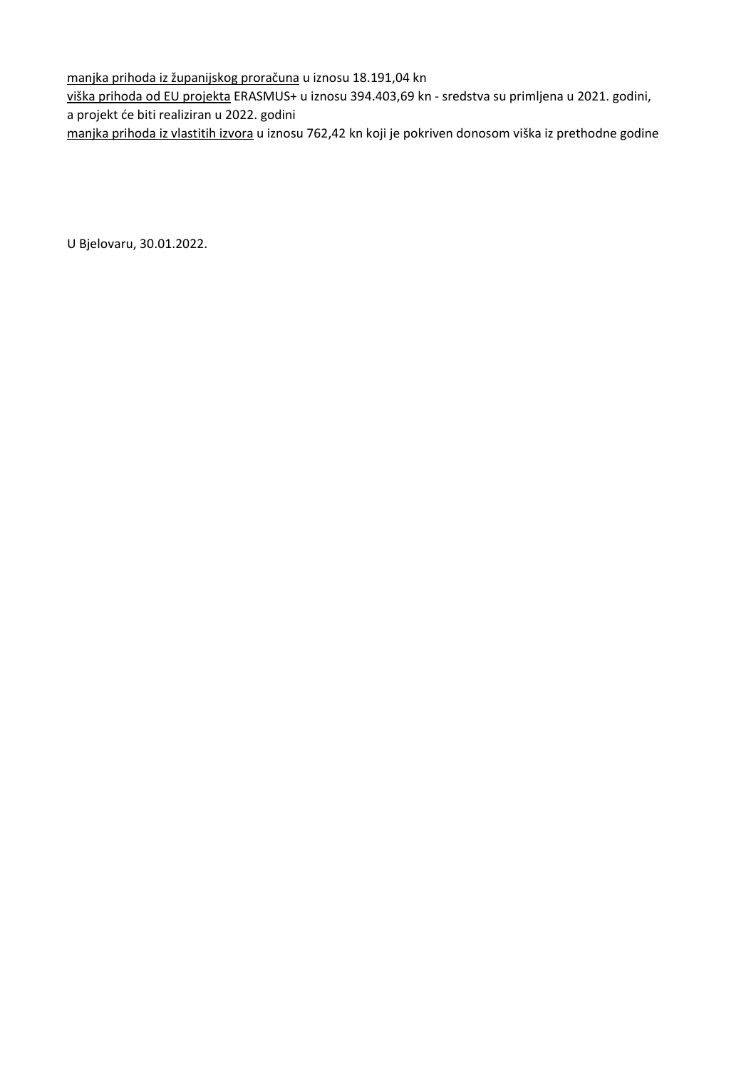manjka prihoda iz županijskog proračuna u iznosu 18.191,04 kn

viška prihoda od EU projekta ERASMUS+ u iznosu 394.403,69 kn - sredstva su primljena u 2021. godini, a projekt će biti realiziran u 2022. godini

manjka prihoda iz vlastitih izvora u iznosu 762,42 kn koji je pokriven donosom viška iz prethodne godine

U Bjelovaru, 30.01.2022.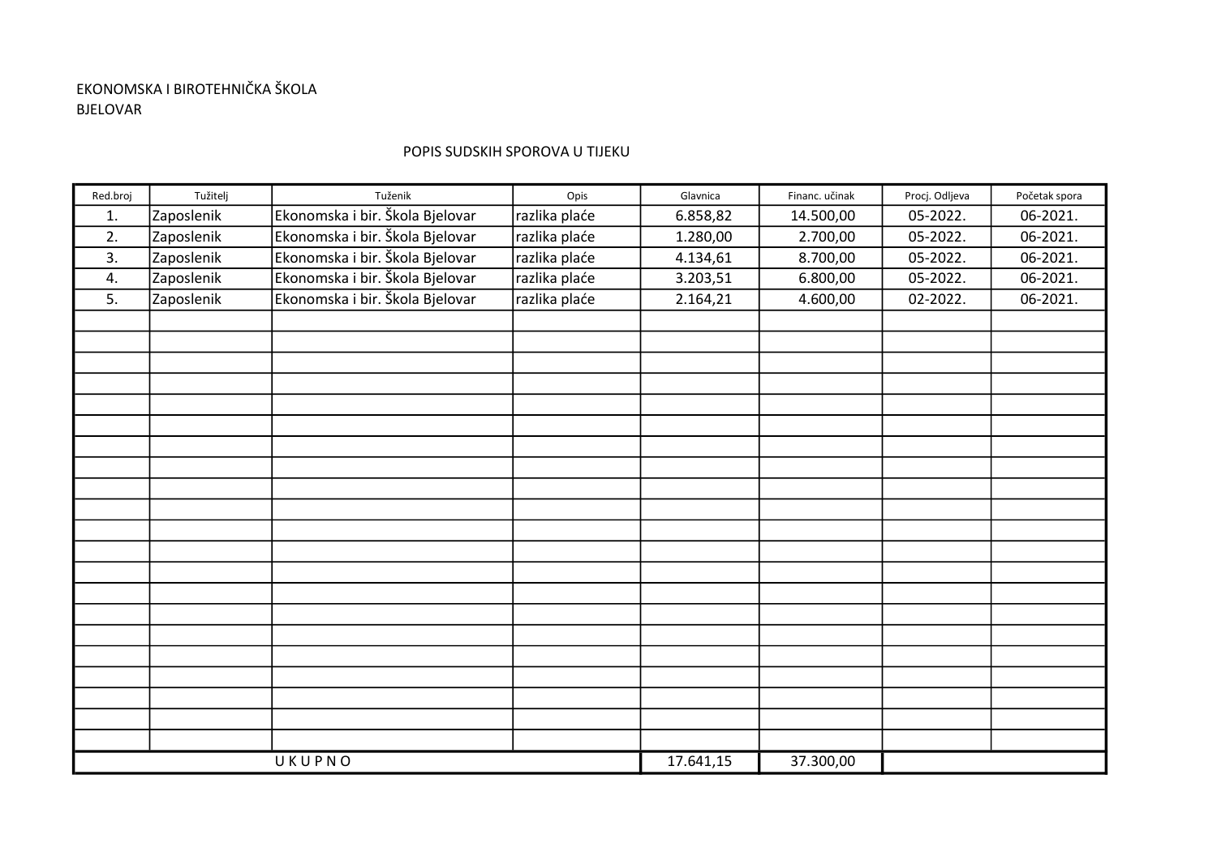EKONOMSKA I BIROTEHNIČKA ŠKOLA
BJELOVAR

POPIS SUDSKIH SPOROVA U TIJEKU

| Red.broj | Tužitelj | Tuženik | Opis | Glavnica | Financ. učinak | Procj. Odljeva | Početak spora |
|---|---|---|---|---|---|---|---|
| 1. | Zaposlenik | Ekonomska i bir. Škola Bjelovar | razlika plaće | 6.858,82 | 14.500,00 | 05-2022. | 06-2021. |
| 2. | Zaposlenik | Ekonomska i bir. Škola Bjelovar | razlika plaće | 1.280,00 | 2.700,00 | 05-2022. | 06-2021. |
| 3. | Zaposlenik | Ekonomska i bir. Škola Bjelovar | razlika plaće | 4.134,61 | 8.700,00 | 05-2022. | 06-2021. |
| 4. | Zaposlenik | Ekonomska i bir. Škola Bjelovar | razlika plaće | 3.203,51 | 6.800,00 | 05-2022. | 06-2021. |
| 5. | Zaposlenik | Ekonomska i bir. Škola Bjelovar | razlika plaće | 2.164,21 | 4.600,00 | 02-2022. | 06-2021. |
| U K U P N O | | | | 17.641,15 | 37.300,00 | | |